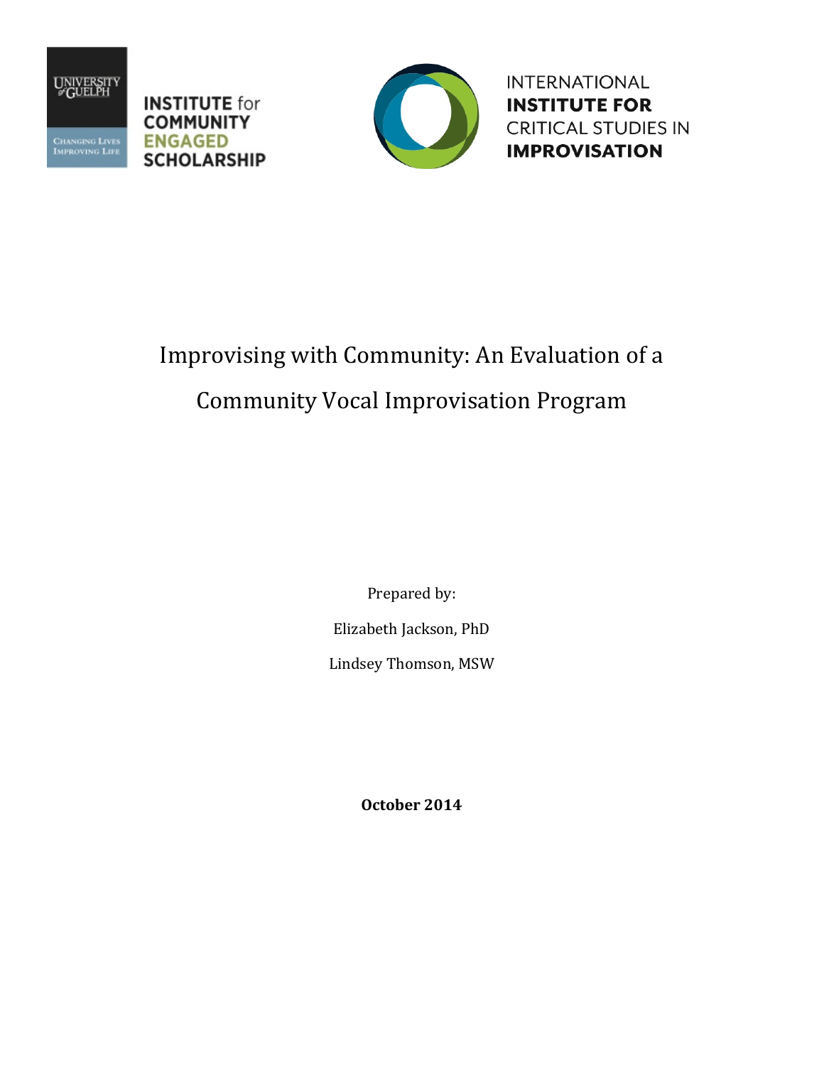UNIVERSITY of GUELPH

CHANGING LIVES IMPROVING LIFE

**INSTITUTE for COMMUNITY ENGAGED SCHOLARSHIP**

INTERNATIONAL **INSTITUTE FOR** CRITICAL STUDIES IN **IMPROVISATION**

# Improvising with Community: An Evaluation of a Community Vocal Improvisation Program

Prepared by:

Elizabeth Jackson, PhD

Lindsey Thomson, MSW

**October 2014**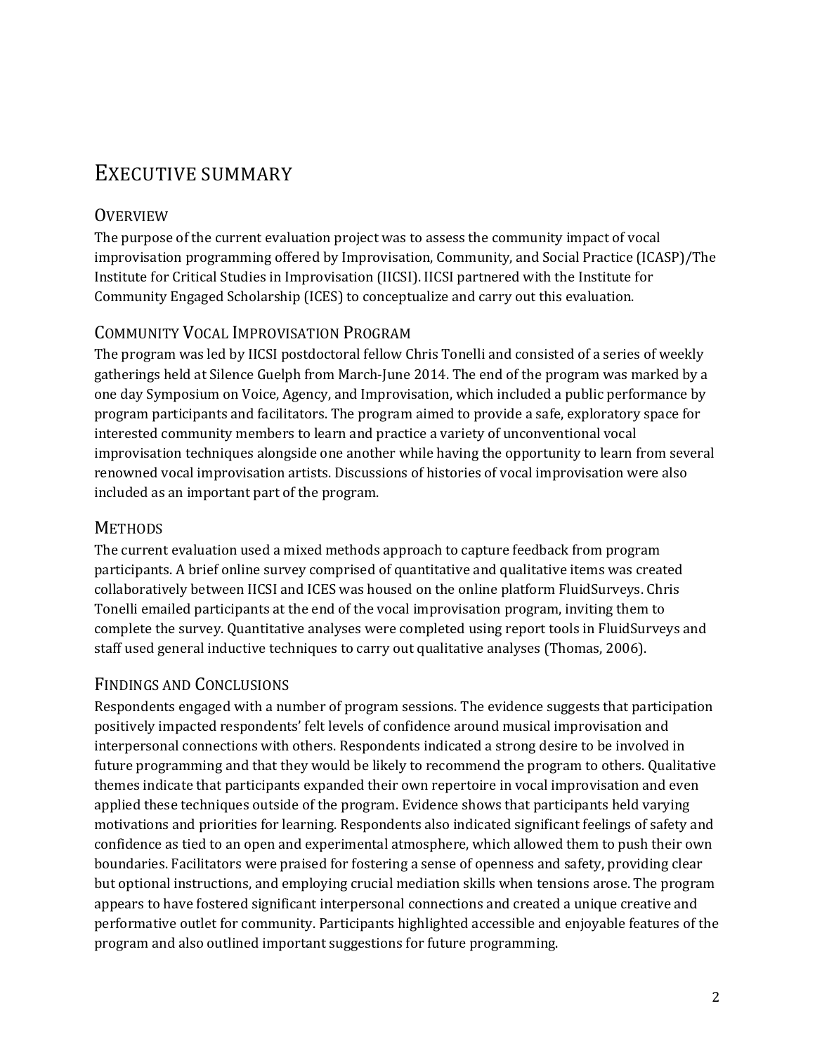# EXECUTIVE SUMMARY

## OVERVIEW

The purpose of the current evaluation project was to assess the community impact of vocal improvisation programming offered by Improvisation, Community, and Social Practice (ICASP)/The Institute for Critical Studies in Improvisation (IICSI). IICSI partnered with the Institute for Community Engaged Scholarship (ICES) to conceptualize and carry out this evaluation.

## COMMUNITY VOCAL IMPROVISATION PROGRAM

The program was led by IICSI postdoctoral fellow Chris Tonelli and consisted of a series of weekly gatherings held at Silence Guelph from March-June 2014. The end of the program was marked by a one day Symposium on Voice, Agency, and Improvisation, which included a public performance by program participants and facilitators. The program aimed to provide a safe, exploratory space for interested community members to learn and practice a variety of unconventional vocal improvisation techniques alongside one another while having the opportunity to learn from several renowned vocal improvisation artists. Discussions of histories of vocal improvisation were also included as an important part of the program.

## METHODS

The current evaluation used a mixed methods approach to capture feedback from program participants. A brief online survey comprised of quantitative and qualitative items was created collaboratively between IICSI and ICES was housed on the online platform FluidSurveys. Chris Tonelli emailed participants at the end of the vocal improvisation program, inviting them to complete the survey. Quantitative analyses were completed using report tools in FluidSurveys and staff used general inductive techniques to carry out qualitative analyses (Thomas, 2006).

## FINDINGS AND CONCLUSIONS

Respondents engaged with a number of program sessions. The evidence suggests that participation positively impacted respondents' felt levels of confidence around musical improvisation and interpersonal connections with others. Respondents indicated a strong desire to be involved in future programming and that they would be likely to recommend the program to others. Qualitative themes indicate that participants expanded their own repertoire in vocal improvisation and even applied these techniques outside of the program. Evidence shows that participants held varying motivations and priorities for learning. Respondents also indicated significant feelings of safety and confidence as tied to an open and experimental atmosphere, which allowed them to push their own boundaries. Facilitators were praised for fostering a sense of openness and safety, providing clear but optional instructions, and employing crucial mediation skills when tensions arose. The program appears to have fostered significant interpersonal connections and created a unique creative and performative outlet for community. Participants highlighted accessible and enjoyable features of the program and also outlined important suggestions for future programming.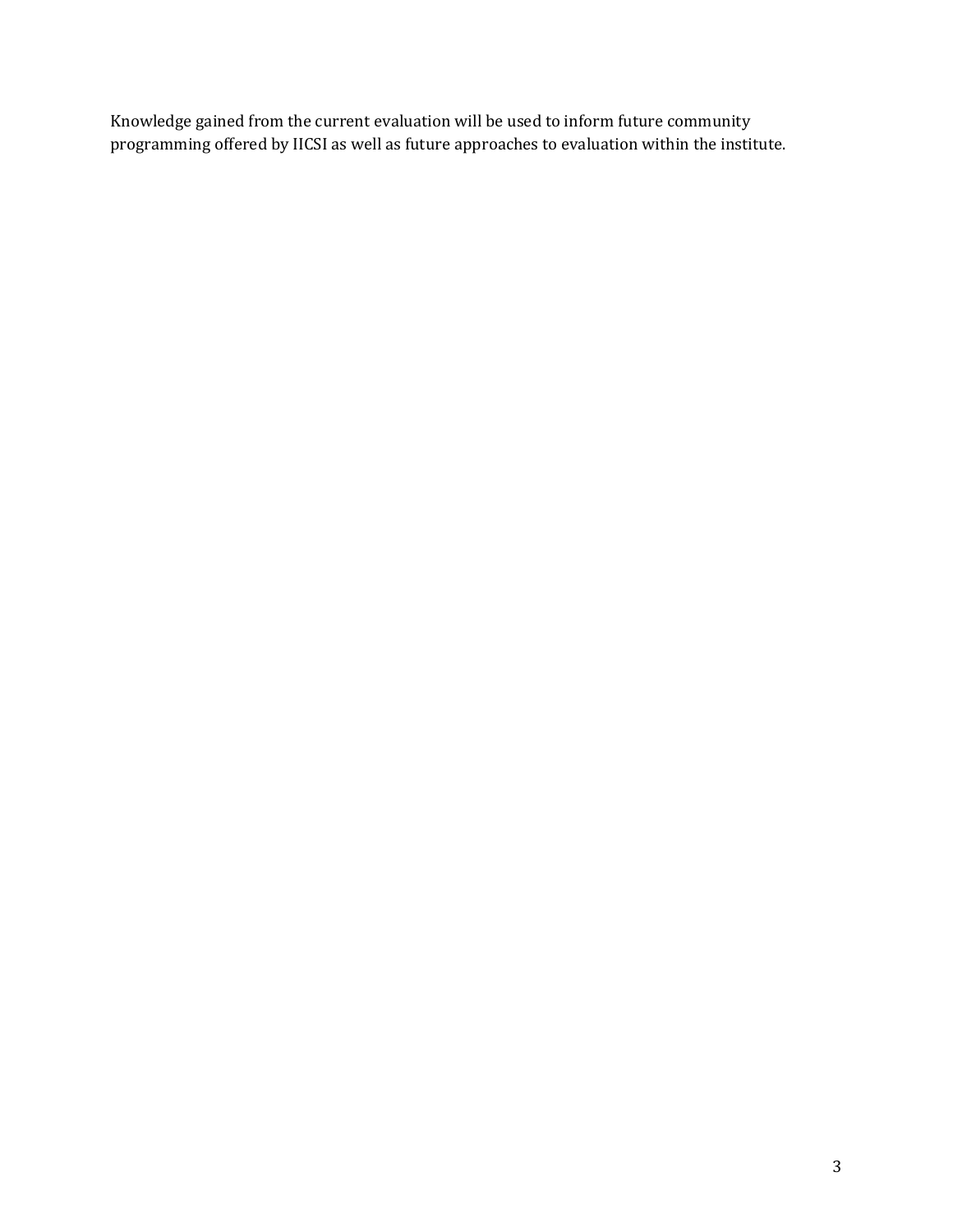Knowledge gained from the current evaluation will be used to inform future community programming offered by IICSI as well as future approaches to evaluation within the institute.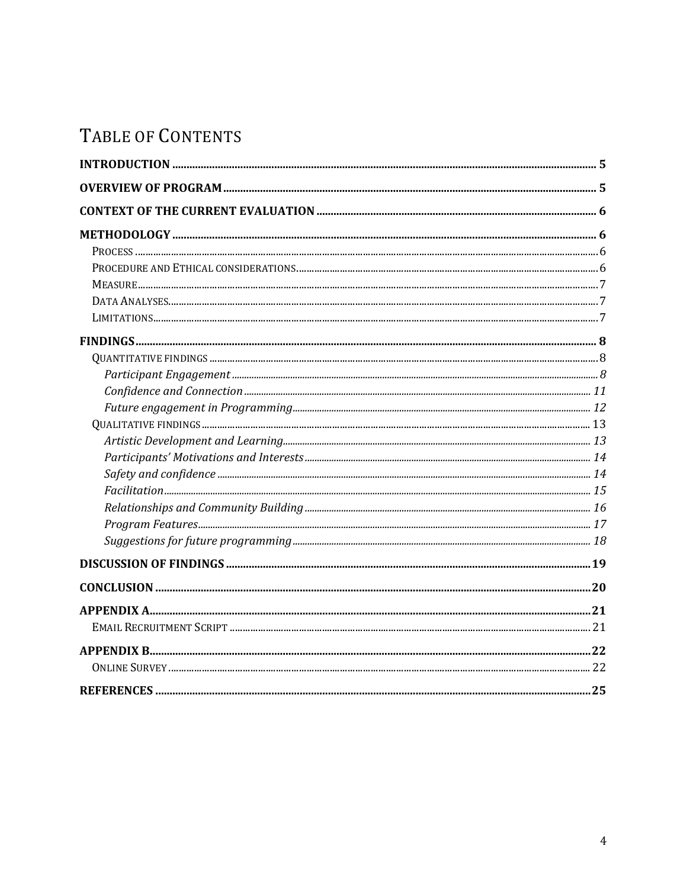# TABLE OF CONTENTS

**INTRODUCTION** .................................................. **5**

**OVERVIEW OF PROGRAM** .................................................. **5**

**CONTEXT OF THE CURRENT EVALUATION** .................................................. **6**

**METHODOLOGY** .................................................. **6**

- PROCESS .................................................. 6
- PROCEDURE AND ETHICAL CONSIDERATIONS.................................................. 6
- MEASURE.................................................. 7
- DATA ANALYSES.................................................. 7
- LIMITATIONS.................................................. 7

**FINDINGS**.................................................. **8**

- QUANTITATIVE FINDINGS .................................................. 8
  - *Participant Engagement* .................................................. *8*
  - *Confidence and Connection* .................................................. *11*
  - *Future engagement in Programming*.................................................. *12*
- QUALITATIVE FINDINGS .................................................. 13
  - *Artistic Development and Learning*.................................................. *13*
  - *Participants' Motivations and Interests* .................................................. *14*
  - *Safety and confidence* .................................................. *14*
  - *Facilitation*.................................................. *15*
  - *Relationships and Community Building* .................................................. *16*
  - *Program Features*.................................................. *17*
  - *Suggestions for future programming*.................................................. *18*

**DISCUSSION OF FINDINGS** .................................................. **19**

**CONCLUSION** .................................................. **20**

**APPENDIX A**.................................................. **21**

- EMAIL RECRUITMENT SCRIPT .................................................. 21

**APPENDIX B**.................................................. **22**

- ONLINE SURVEY .................................................. 22

**REFERENCES** .................................................. **25**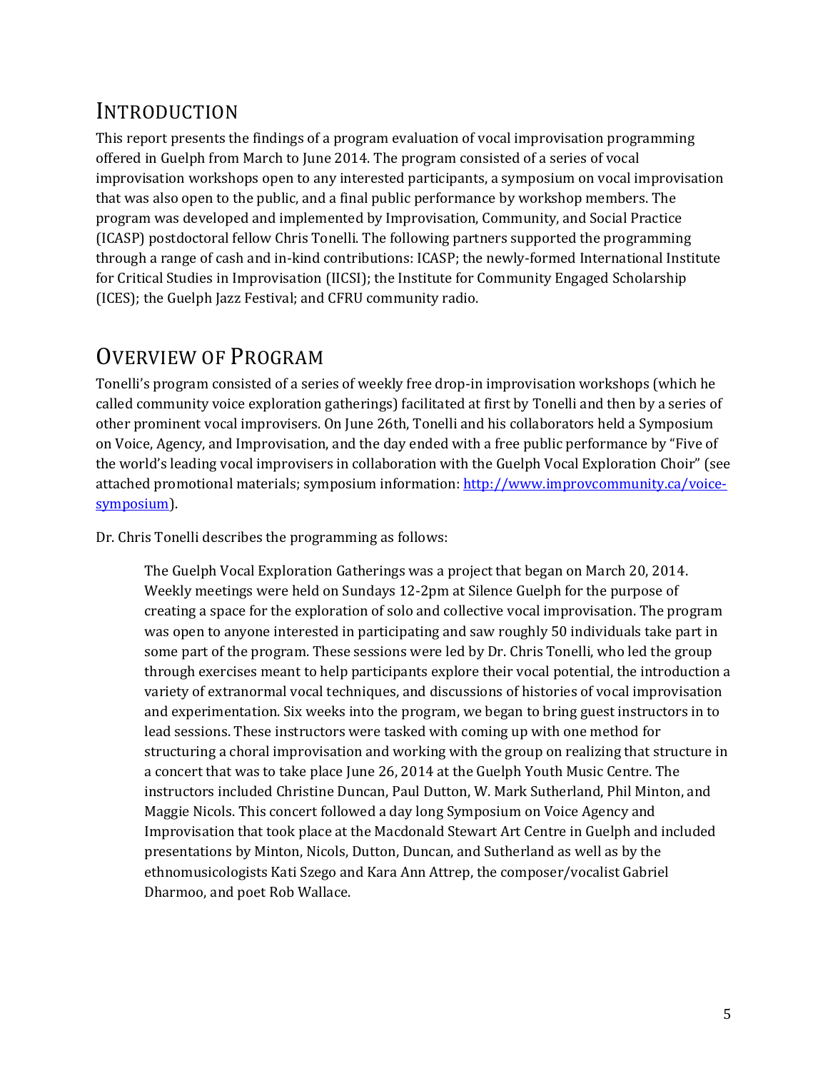# Introduction

This report presents the findings of a program evaluation of vocal improvisation programming offered in Guelph from March to June 2014. The program consisted of a series of vocal improvisation workshops open to any interested participants, a symposium on vocal improvisation that was also open to the public, and a final public performance by workshop members. The program was developed and implemented by Improvisation, Community, and Social Practice (ICASP) postdoctoral fellow Chris Tonelli. The following partners supported the programming through a range of cash and in-kind contributions: ICASP; the newly-formed International Institute for Critical Studies in Improvisation (IICSI); the Institute for Community Engaged Scholarship (ICES); the Guelph Jazz Festival; and CFRU community radio.

# Overview of Program

Tonelli's program consisted of a series of weekly free drop-in improvisation workshops (which he called community voice exploration gatherings) facilitated at first by Tonelli and then by a series of other prominent vocal improvisers. On June 26th, Tonelli and his collaborators held a Symposium on Voice, Agency, and Improvisation, and the day ended with a free public performance by "Five of the world's leading vocal improvisers in collaboration with the Guelph Vocal Exploration Choir" (see attached promotional materials; symposium information: [http://www.improvcommunity.ca/voice-symposium](http://www.improvcommunity.ca/voice-symposium)).

Dr. Chris Tonelli describes the programming as follows:

> The Guelph Vocal Exploration Gatherings was a project that began on March 20, 2014. Weekly meetings were held on Sundays 12-2pm at Silence Guelph for the purpose of creating a space for the exploration of solo and collective vocal improvisation. The program was open to anyone interested in participating and saw roughly 50 individuals take part in some part of the program. These sessions were led by Dr. Chris Tonelli, who led the group through exercises meant to help participants explore their vocal potential, the introduction a variety of extranormal vocal techniques, and discussions of histories of vocal improvisation and experimentation. Six weeks into the program, we began to bring guest instructors in to lead sessions. These instructors were tasked with coming up with one method for structuring a choral improvisation and working with the group on realizing that structure in a concert that was to take place June 26, 2014 at the Guelph Youth Music Centre. The instructors included Christine Duncan, Paul Dutton, W. Mark Sutherland, Phil Minton, and Maggie Nicols. This concert followed a day long Symposium on Voice Agency and Improvisation that took place at the Macdonald Stewart Art Centre in Guelph and included presentations by Minton, Nicols, Dutton, Duncan, and Sutherland as well as by the ethnomusicologists Kati Szego and Kara Ann Attrep, the composer/vocalist Gabriel Dharmoo, and poet Rob Wallace.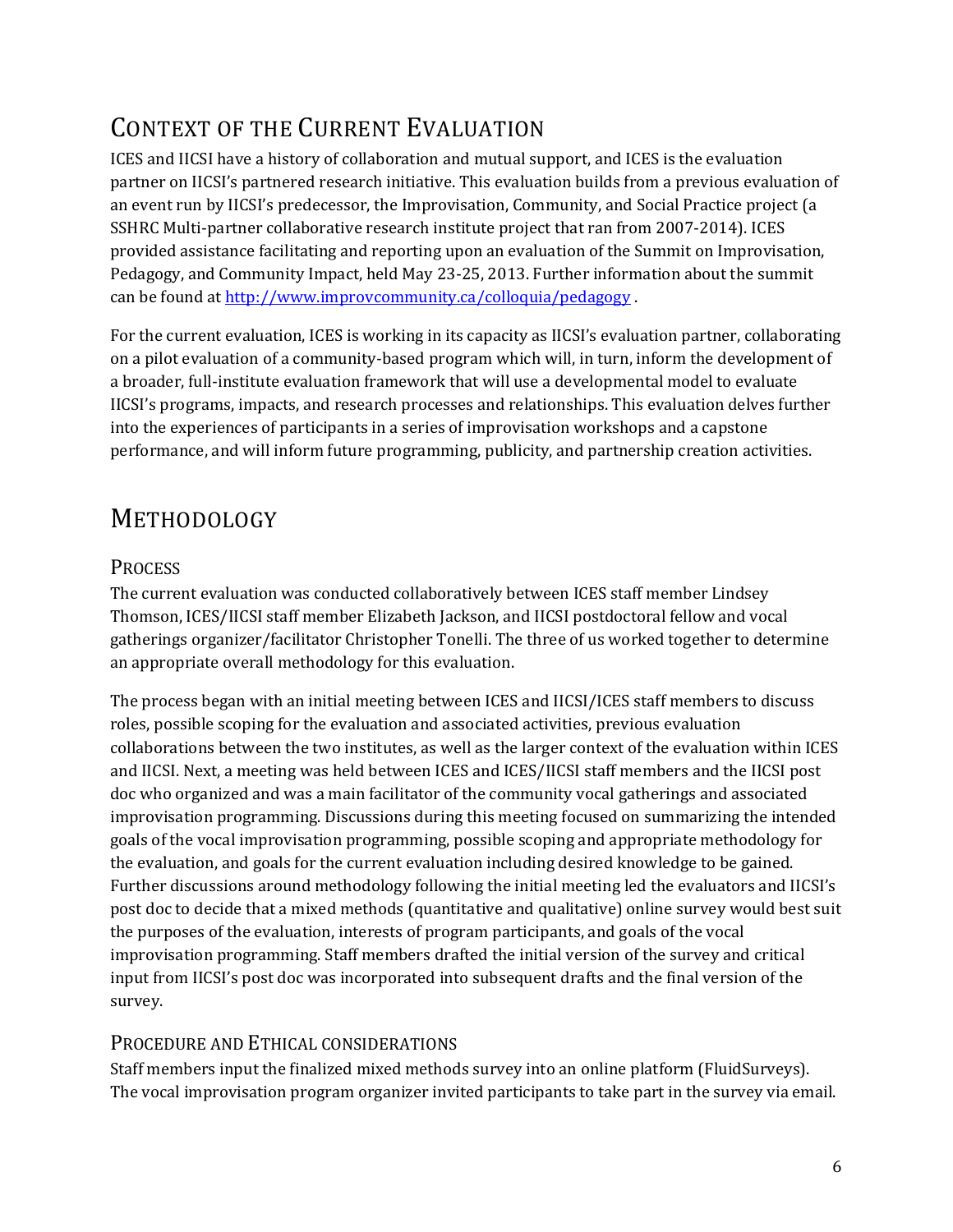# Context of the Current Evaluation

ICES and IICSI have a history of collaboration and mutual support, and ICES is the evaluation partner on IICSI's partnered research initiative. This evaluation builds from a previous evaluation of an event run by IICSI's predecessor, the Improvisation, Community, and Social Practice project (a SSHRC Multi-partner collaborative research institute project that ran from 2007-2014). ICES provided assistance facilitating and reporting upon an evaluation of the Summit on Improvisation, Pedagogy, and Community Impact, held May 23-25, 2013. Further information about the summit can be found at http://www.improvcommunity.ca/colloquia/pedagogy .

For the current evaluation, ICES is working in its capacity as IICSI's evaluation partner, collaborating on a pilot evaluation of a community-based program which will, in turn, inform the development of a broader, full-institute evaluation framework that will use a developmental model to evaluate IICSI's programs, impacts, and research processes and relationships. This evaluation delves further into the experiences of participants in a series of improvisation workshops and a capstone performance, and will inform future programming, publicity, and partnership creation activities.

# Methodology

## Process

The current evaluation was conducted collaboratively between ICES staff member Lindsey Thomson, ICES/IICSI staff member Elizabeth Jackson, and IICSI postdoctoral fellow and vocal gatherings organizer/facilitator Christopher Tonelli. The three of us worked together to determine an appropriate overall methodology for this evaluation.

The process began with an initial meeting between ICES and IICSI/ICES staff members to discuss roles, possible scoping for the evaluation and associated activities, previous evaluation collaborations between the two institutes, as well as the larger context of the evaluation within ICES and IICSI. Next, a meeting was held between ICES and ICES/IICSI staff members and the IICSI post doc who organized and was a main facilitator of the community vocal gatherings and associated improvisation programming. Discussions during this meeting focused on summarizing the intended goals of the vocal improvisation programming, possible scoping and appropriate methodology for the evaluation, and goals for the current evaluation including desired knowledge to be gained. Further discussions around methodology following the initial meeting led the evaluators and IICSI's post doc to decide that a mixed methods (quantitative and qualitative) online survey would best suit the purposes of the evaluation, interests of program participants, and goals of the vocal improvisation programming. Staff members drafted the initial version of the survey and critical input from IICSI's post doc was incorporated into subsequent drafts and the final version of the survey.

## Procedure and Ethical considerations

Staff members input the finalized mixed methods survey into an online platform (FluidSurveys). The vocal improvisation program organizer invited participants to take part in the survey via email.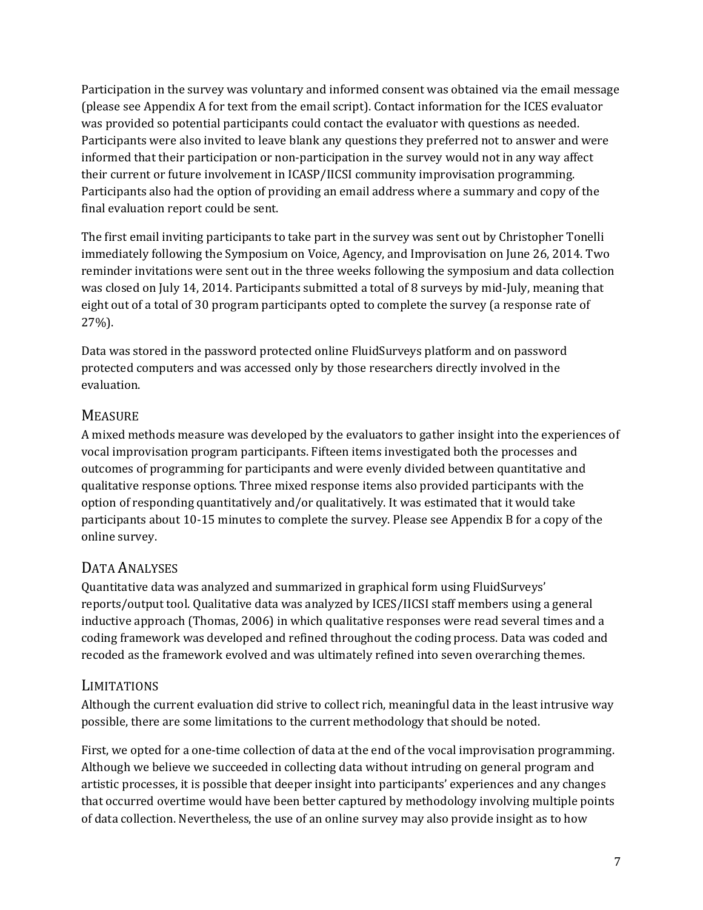Participation in the survey was voluntary and informed consent was obtained via the email message (please see Appendix A for text from the email script). Contact information for the ICES evaluator was provided so potential participants could contact the evaluator with questions as needed. Participants were also invited to leave blank any questions they preferred not to answer and were informed that their participation or non-participation in the survey would not in any way affect their current or future involvement in ICASP/IICSI community improvisation programming. Participants also had the option of providing an email address where a summary and copy of the final evaluation report could be sent.

The first email inviting participants to take part in the survey was sent out by Christopher Tonelli immediately following the Symposium on Voice, Agency, and Improvisation on June 26, 2014. Two reminder invitations were sent out in the three weeks following the symposium and data collection was closed on July 14, 2014. Participants submitted a total of 8 surveys by mid-July, meaning that eight out of a total of 30 program participants opted to complete the survey (a response rate of 27%).

Data was stored in the password protected online FluidSurveys platform and on password protected computers and was accessed only by those researchers directly involved in the evaluation.

## Measure

A mixed methods measure was developed by the evaluators to gather insight into the experiences of vocal improvisation program participants. Fifteen items investigated both the processes and outcomes of programming for participants and were evenly divided between quantitative and qualitative response options. Three mixed response items also provided participants with the option of responding quantitatively and/or qualitatively. It was estimated that it would take participants about 10-15 minutes to complete the survey. Please see Appendix B for a copy of the online survey.

## Data Analyses

Quantitative data was analyzed and summarized in graphical form using FluidSurveys' reports/output tool. Qualitative data was analyzed by ICES/IICSI staff members using a general inductive approach (Thomas, 2006) in which qualitative responses were read several times and a coding framework was developed and refined throughout the coding process. Data was coded and recoded as the framework evolved and was ultimately refined into seven overarching themes.

## Limitations

Although the current evaluation did strive to collect rich, meaningful data in the least intrusive way possible, there are some limitations to the current methodology that should be noted.

First, we opted for a one-time collection of data at the end of the vocal improvisation programming. Although we believe we succeeded in collecting data without intruding on general program and artistic processes, it is possible that deeper insight into participants' experiences and any changes that occurred overtime would have been better captured by methodology involving multiple points of data collection. Nevertheless, the use of an online survey may also provide insight as to how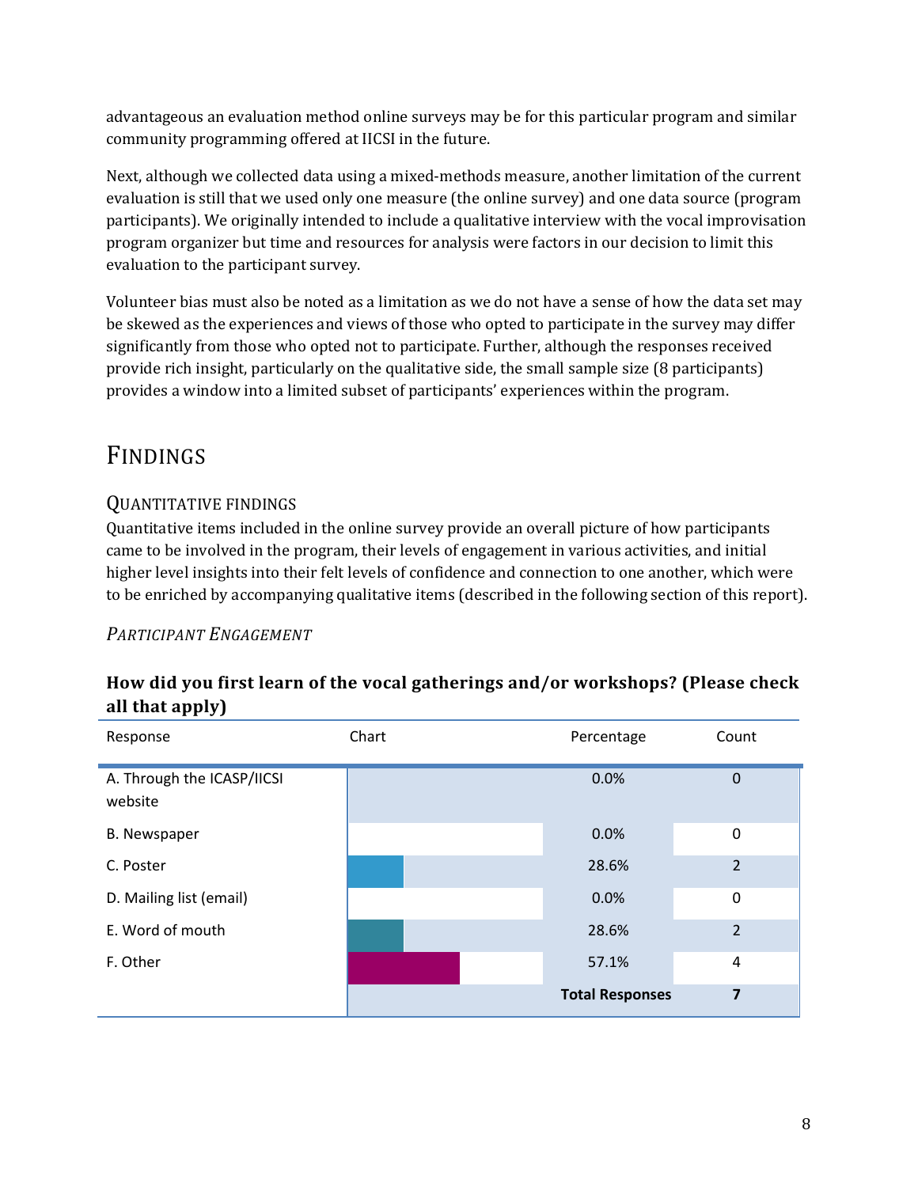advantageous an evaluation method online surveys may be for this particular program and similar community programming offered at IICSI in the future.

Next, although we collected data using a mixed-methods measure, another limitation of the current evaluation is still that we used only one measure (the online survey) and one data source (program participants). We originally intended to include a qualitative interview with the vocal improvisation program organizer but time and resources for analysis were factors in our decision to limit this evaluation to the participant survey.

Volunteer bias must also be noted as a limitation as we do not have a sense of how the data set may be skewed as the experiences and views of those who opted to participate in the survey may differ significantly from those who opted not to participate. Further, although the responses received provide rich insight, particularly on the qualitative side, the small sample size (8 participants) provides a window into a limited subset of participants' experiences within the program.

# FINDINGS

## QUANTITATIVE FINDINGS

Quantitative items included in the online survey provide an overall picture of how participants came to be involved in the program, their levels of engagement in various activities, and initial higher level insights into their felt levels of confidence and connection to one another, which were to be enriched by accompanying qualitative items (described in the following section of this report).

### *PARTICIPANT ENGAGEMENT*

**How did you first learn of the vocal gatherings and/or workshops? (Please check all that apply)**

| Response | Chart | Percentage | Count |
|---|---|---|---|
| A. Through the ICASP/IICSI website | | 0.0% | 0 |
| B. Newspaper | | 0.0% | 0 |
| C. Poster | | 28.6% | 2 |
| D. Mailing list (email) | | 0.0% | 0 |
| E. Word of mouth | | 28.6% | 2 |
| F. Other | | 57.1% | 4 |
| | | **Total Responses** | **7** |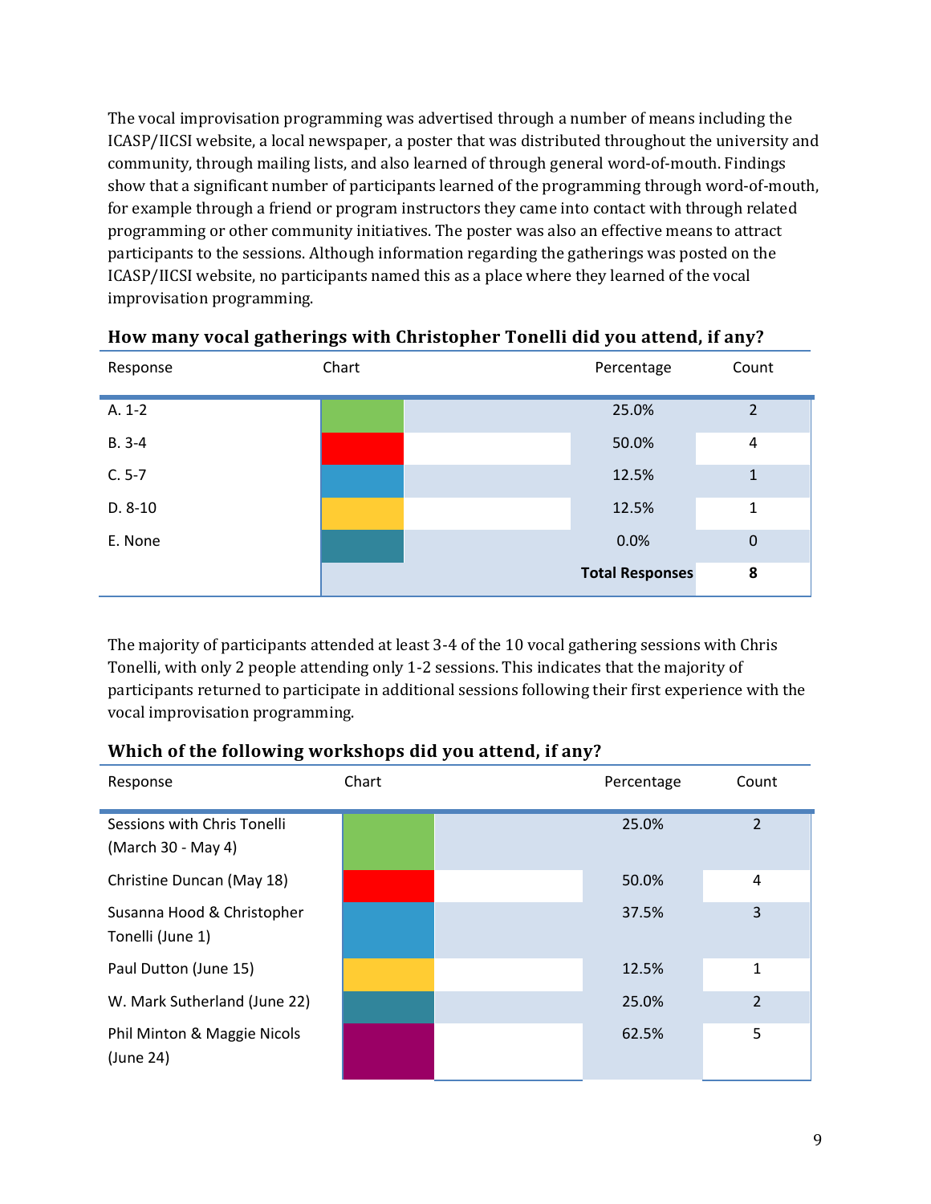The vocal improvisation programming was advertised through a number of means including the ICASP/IICSI website, a local newspaper, a poster that was distributed throughout the university and community, through mailing lists, and also learned of through general word-of-mouth. Findings show that a significant number of participants learned of the programming through word-of-mouth, for example through a friend or program instructors they came into contact with through related programming or other community initiatives. The poster was also an effective means to attract participants to the sessions. Although information regarding the gatherings was posted on the ICASP/IICSI website, no participants named this as a place where they learned of the vocal improvisation programming.

### How many vocal gatherings with Christopher Tonelli did you attend, if any?

| Response | Chart | Percentage | Count |
|---|---|---|---|
| A. 1-2 | | 25.0% | 2 |
| B. 3-4 | | 50.0% | 4 |
| C. 5-7 | | 12.5% | 1 |
| D. 8-10 | | 12.5% | 1 |
| E. None | | 0.0% | 0 |
| | | **Total Responses** | **8** |

The majority of participants attended at least 3-4 of the 10 vocal gathering sessions with Chris Tonelli, with only 2 people attending only 1-2 sessions. This indicates that the majority of participants returned to participate in additional sessions following their first experience with the vocal improvisation programming.

### Which of the following workshops did you attend, if any?

| Response | Chart | Percentage | Count |
|---|---|---|---|
| Sessions with Chris Tonelli (March 30 - May 4) | | 25.0% | 2 |
| Christine Duncan (May 18) | | 50.0% | 4 |
| Susanna Hood & Christopher Tonelli (June 1) | | 37.5% | 3 |
| Paul Dutton (June 15) | | 12.5% | 1 |
| W. Mark Sutherland (June 22) | | 25.0% | 2 |
| Phil Minton & Maggie Nicols (June 24) | | 62.5% | 5 |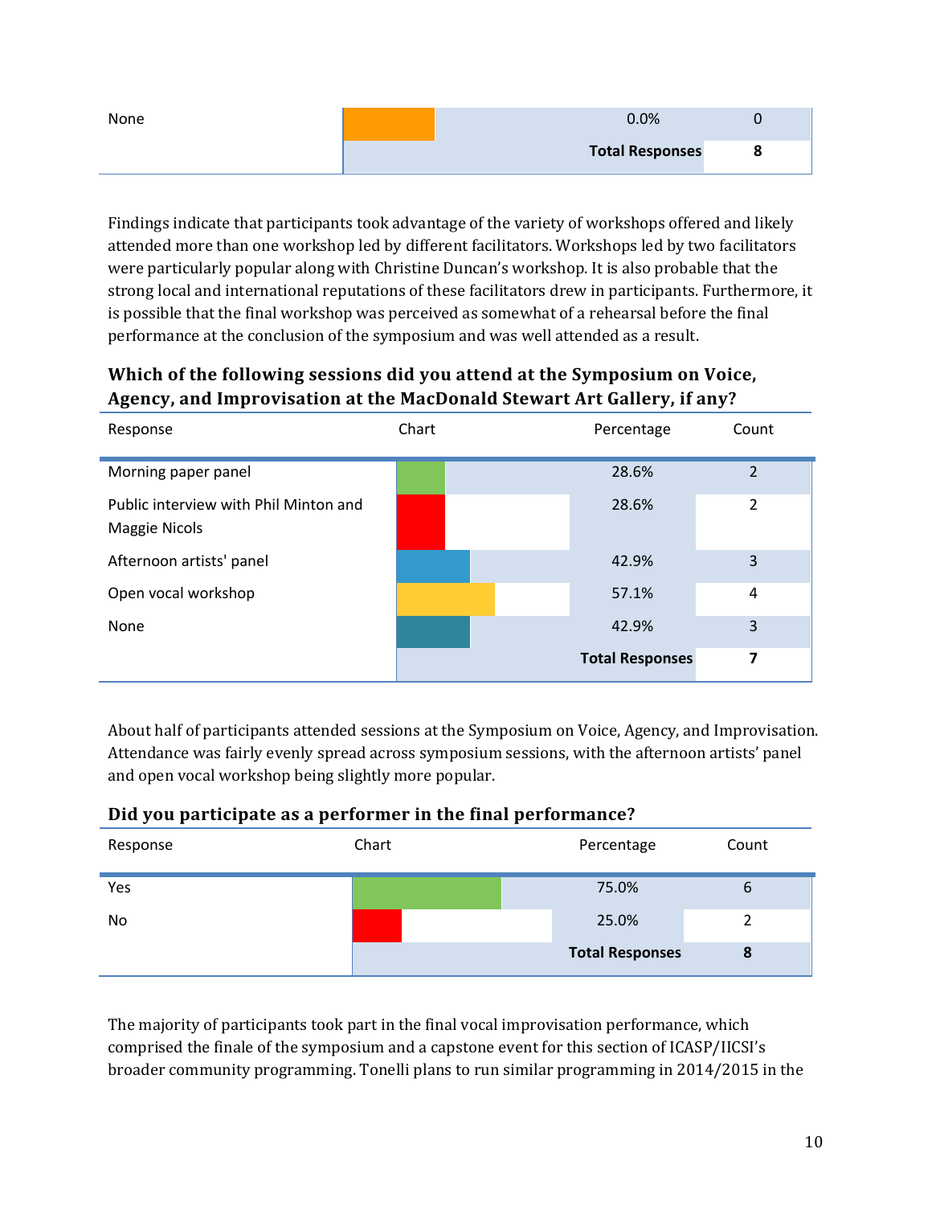| Response | Chart | Percentage | Count |
|---|---|---|---|
| None | | 0.0% | 0 |
| | | **Total Responses** | **8** |

Findings indicate that participants took advantage of the variety of workshops offered and likely attended more than one workshop led by different facilitators. Workshops led by two facilitators were particularly popular along with Christine Duncan's workshop. It is also probable that the strong local and international reputations of these facilitators drew in participants. Furthermore, it is possible that the final workshop was perceived as somewhat of a rehearsal before the final performance at the conclusion of the symposium and was well attended as a result.

### Which of the following sessions did you attend at the Symposium on Voice, Agency, and Improvisation at the MacDonald Stewart Art Gallery, if any?

| Response | Chart | Percentage | Count |
|---|---|---|---|
| Morning paper panel | | 28.6% | 2 |
| Public interview with Phil Minton and Maggie Nicols | | 28.6% | 2 |
| Afternoon artists' panel | | 42.9% | 3 |
| Open vocal workshop | | 57.1% | 4 |
| None | | 42.9% | 3 |
| | | **Total Responses** | **7** |

About half of participants attended sessions at the Symposium on Voice, Agency, and Improvisation. Attendance was fairly evenly spread across symposium sessions, with the afternoon artists' panel and open vocal workshop being slightly more popular.

### Did you participate as a performer in the final performance?

| Response | Chart | Percentage | Count |
|---|---|---|---|
| Yes | | 75.0% | 6 |
| No | | 25.0% | 2 |
| | | **Total Responses** | **8** |

The majority of participants took part in the final vocal improvisation performance, which comprised the finale of the symposium and a capstone event for this section of ICASP/IICSI's broader community programming. Tonelli plans to run similar programming in 2014/2015 in the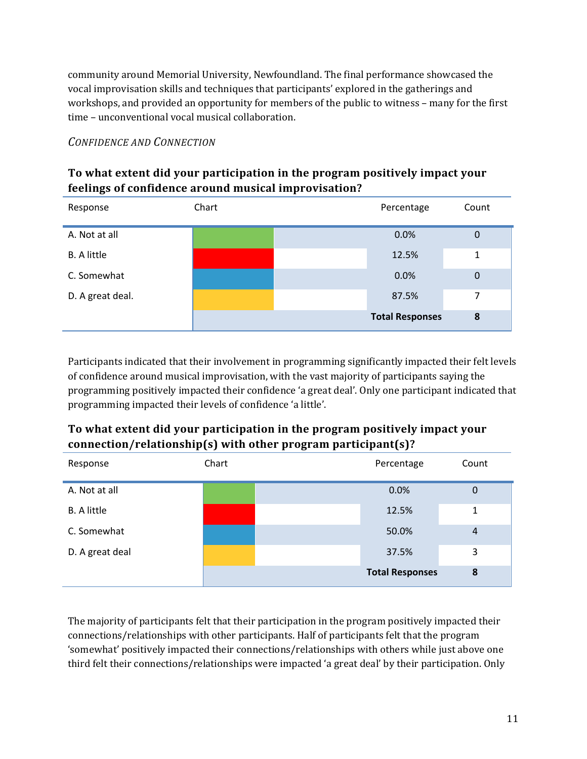community around Memorial University, Newfoundland. The final performance showcased the vocal improvisation skills and techniques that participants' explored in the gatherings and workshops, and provided an opportunity for members of the public to witness – many for the first time – unconventional vocal musical collaboration.

*CONFIDENCE AND CONNECTION*

**To what extent did your participation in the program positively impact your feelings of confidence around musical improvisation?**

| Response | Chart | Percentage | Count |
|---|---|---|---|
| A. Not at all | | 0.0% | 0 |
| B. A little | | 12.5% | 1 |
| C. Somewhat | | 0.0% | 0 |
| D. A great deal. | | 87.5% | 7 |
| | | **Total Responses** | **8** |

Participants indicated that their involvement in programming significantly impacted their felt levels of confidence around musical improvisation, with the vast majority of participants saying the programming positively impacted their confidence 'a great deal'. Only one participant indicated that programming impacted their levels of confidence 'a little'.

**To what extent did your participation in the program positively impact your connection/relationship(s) with other program participant(s)?**

| Response | Chart | Percentage | Count |
|---|---|---|---|
| A. Not at all | | 0.0% | 0 |
| B. A little | | 12.5% | 1 |
| C. Somewhat | | 50.0% | 4 |
| D. A great deal | | 37.5% | 3 |
| | | **Total Responses** | **8** |

The majority of participants felt that their participation in the program positively impacted their connections/relationships with other participants. Half of participants felt that the program 'somewhat' positively impacted their connections/relationships with others while just above one third felt their connections/relationships were impacted 'a great deal' by their participation. Only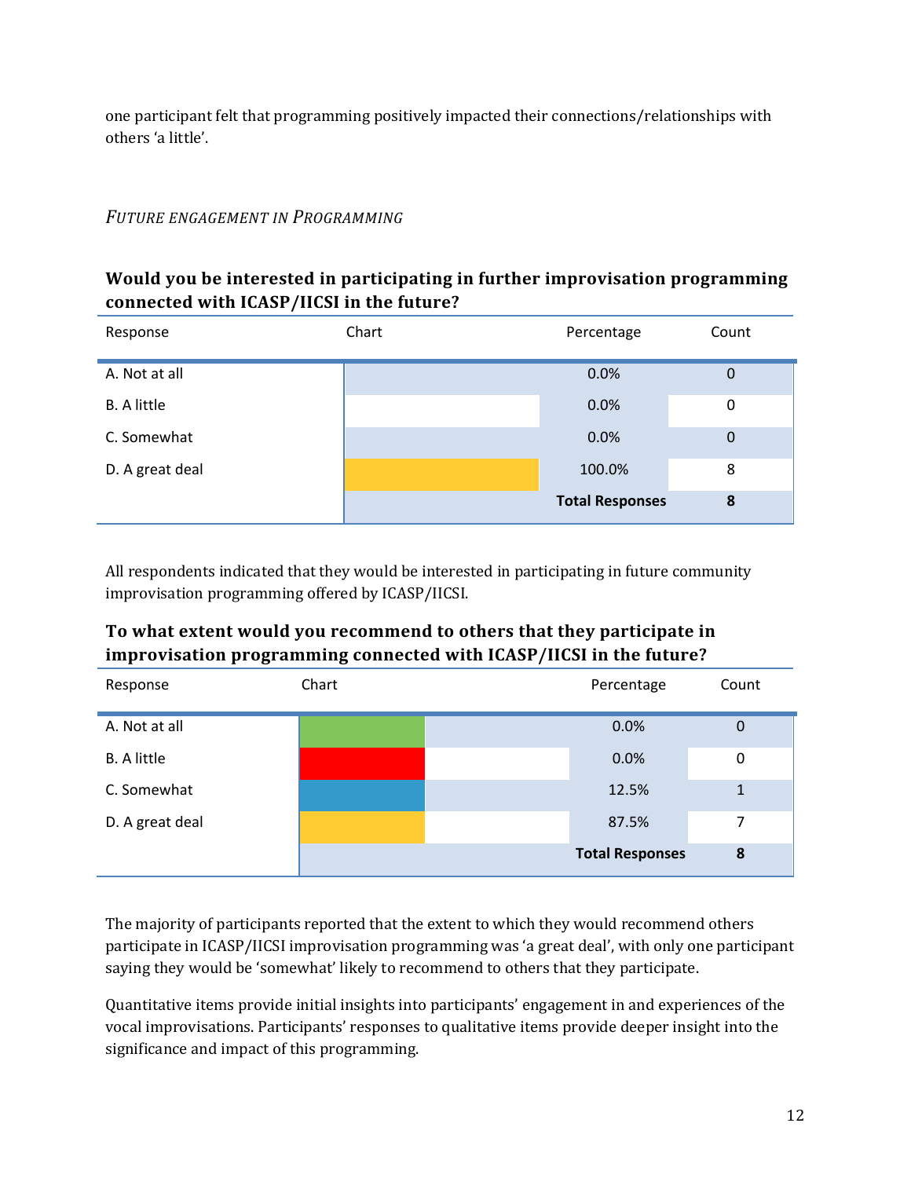one participant felt that programming positively impacted their connections/relationships with others 'a little'.

### *Future Engagement in Programming*

**Would you be interested in participating in further improvisation programming connected with ICASP/IICSI in the future?**

| Response | Chart | Percentage | Count |
|---|---|---|---|
| A. Not at all | | 0.0% | 0 |
| B. A little | | 0.0% | 0 |
| C. Somewhat | | 0.0% | 0 |
| D. A great deal | | 100.0% | 8 |
| | | **Total Responses** | **8** |

All respondents indicated that they would be interested in participating in future community improvisation programming offered by ICASP/IICSI.

**To what extent would you recommend to others that they participate in improvisation programming connected with ICASP/IICSI in the future?**

| Response | Chart | Percentage | Count |
|---|---|---|---|
| A. Not at all | | 0.0% | 0 |
| B. A little | | 0.0% | 0 |
| C. Somewhat | | 12.5% | 1 |
| D. A great deal | | 87.5% | 7 |
| | | **Total Responses** | **8** |

The majority of participants reported that the extent to which they would recommend others participate in ICASP/IICSI improvisation programming was 'a great deal', with only one participant saying they would be 'somewhat' likely to recommend to others that they participate.

Quantitative items provide initial insights into participants' engagement in and experiences of the vocal improvisations. Participants' responses to qualitative items provide deeper insight into the significance and impact of this programming.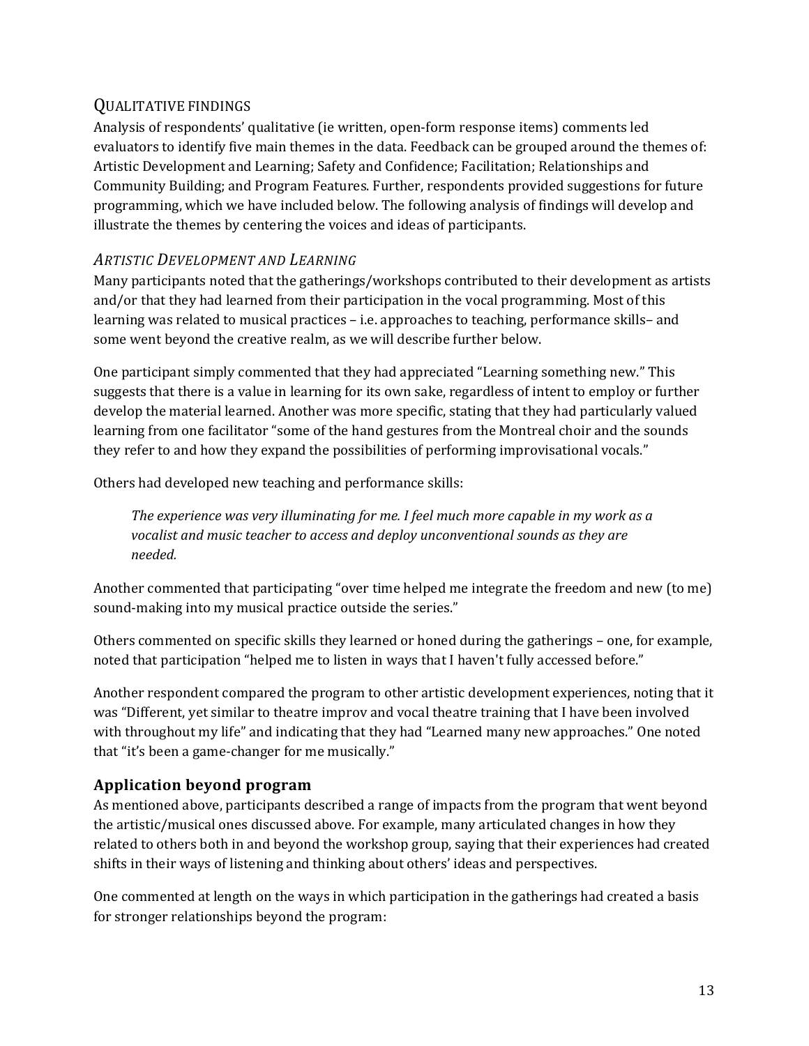## Qualitative findings

Analysis of respondents' qualitative (ie written, open-form response items) comments led evaluators to identify five main themes in the data. Feedback can be grouped around the themes of: Artistic Development and Learning; Safety and Confidence; Facilitation; Relationships and Community Building; and Program Features. Further, respondents provided suggestions for future programming, which we have included below. The following analysis of findings will develop and illustrate the themes by centering the voices and ideas of participants.

### *Artistic Development and Learning*

Many participants noted that the gatherings/workshops contributed to their development as artists and/or that they had learned from their participation in the vocal programming. Most of this learning was related to musical practices – i.e. approaches to teaching, performance skills– and some went beyond the creative realm, as we will describe further below.

One participant simply commented that they had appreciated "Learning something new." This suggests that there is a value in learning for its own sake, regardless of intent to employ or further develop the material learned. Another was more specific, stating that they had particularly valued learning from one facilitator "some of the hand gestures from the Montreal choir and the sounds they refer to and how they expand the possibilities of performing improvisational vocals."

Others had developed new teaching and performance skills:

> *The experience was very illuminating for me. I feel much more capable in my work as a vocalist and music teacher to access and deploy unconventional sounds as they are needed.*

Another commented that participating "over time helped me integrate the freedom and new (to me) sound-making into my musical practice outside the series."

Others commented on specific skills they learned or honed during the gatherings – one, for example, noted that participation "helped me to listen in ways that I haven't fully accessed before."

Another respondent compared the program to other artistic development experiences, noting that it was "Different, yet similar to theatre improv and vocal theatre training that I have been involved with throughout my life" and indicating that they had "Learned many new approaches." One noted that "it's been a game-changer for me musically."

### **Application beyond program**

As mentioned above, participants described a range of impacts from the program that went beyond the artistic/musical ones discussed above. For example, many articulated changes in how they related to others both in and beyond the workshop group, saying that their experiences had created shifts in their ways of listening and thinking about others' ideas and perspectives.

One commented at length on the ways in which participation in the gatherings had created a basis for stronger relationships beyond the program: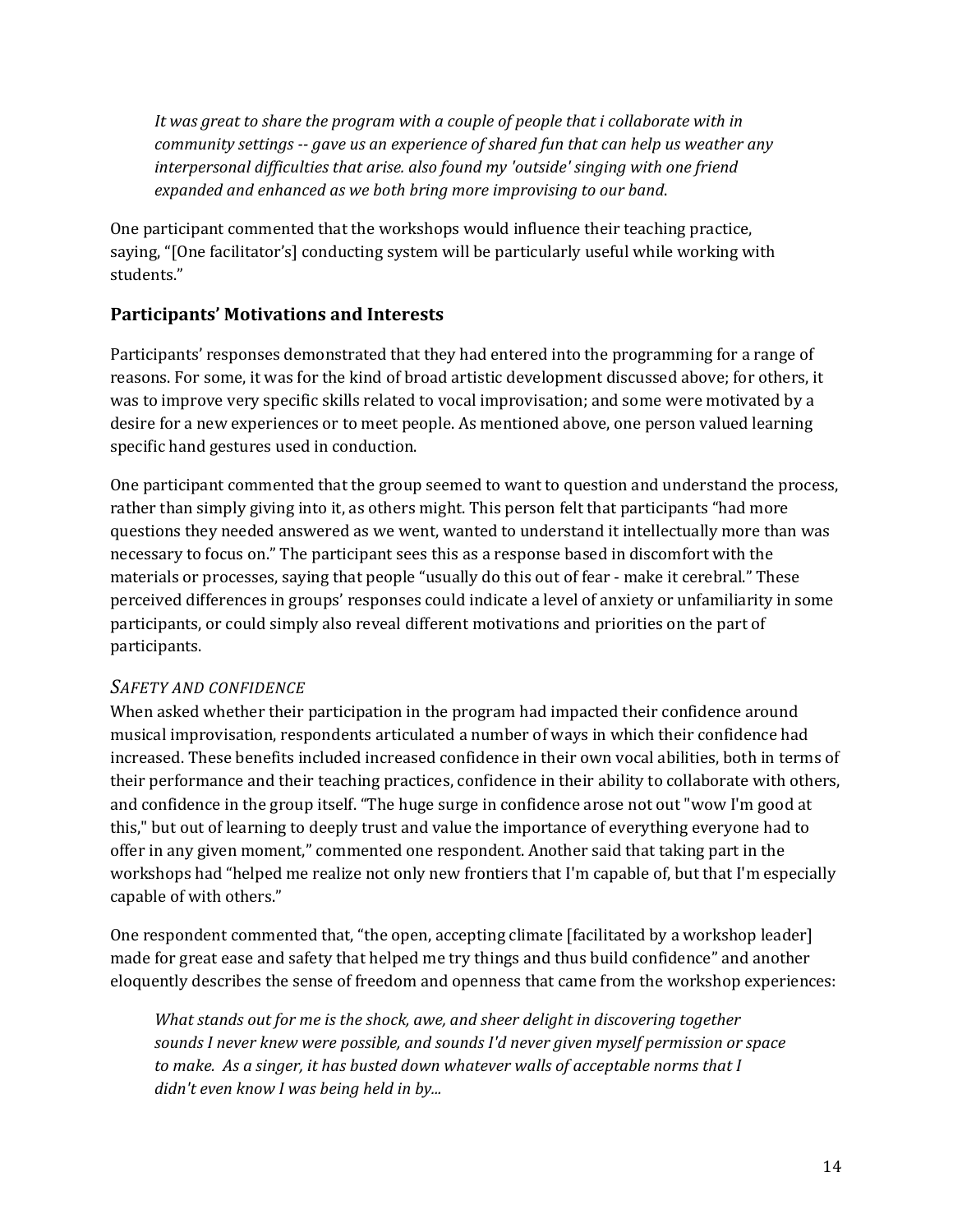*It was great to share the program with a couple of people that i collaborate with in community settings -- gave us an experience of shared fun that can help us weather any interpersonal difficulties that arise. also found my 'outside' singing with one friend expanded and enhanced as we both bring more improvising to our band.*

One participant commented that the workshops would influence their teaching practice, saying, "[One facilitator's] conducting system will be particularly useful while working with students."

## Participants' Motivations and Interests

Participants' responses demonstrated that they had entered into the programming for a range of reasons. For some, it was for the kind of broad artistic development discussed above; for others, it was to improve very specific skills related to vocal improvisation; and some were motivated by a desire for a new experiences or to meet people. As mentioned above, one person valued learning specific hand gestures used in conduction.

One participant commented that the group seemed to want to question and understand the process, rather than simply giving into it, as others might. This person felt that participants "had more questions they needed answered as we went, wanted to understand it intellectually more than was necessary to focus on." The participant sees this as a response based in discomfort with the materials or processes, saying that people "usually do this out of fear - make it cerebral." These perceived differences in groups' responses could indicate a level of anxiety or unfamiliarity in some participants, or could simply also reveal different motivations and priorities on the part of participants.

### *Safety and Confidence*

When asked whether their participation in the program had impacted their confidence around musical improvisation, respondents articulated a number of ways in which their confidence had increased. These benefits included increased confidence in their own vocal abilities, both in terms of their performance and their teaching practices, confidence in their ability to collaborate with others, and confidence in the group itself. "The huge surge in confidence arose not out "wow I'm good at this," but out of learning to deeply trust and value the importance of everything everyone had to offer in any given moment," commented one respondent. Another said that taking part in the workshops had "helped me realize not only new frontiers that I'm capable of, but that I'm especially capable of with others."

One respondent commented that, "the open, accepting climate [facilitated by a workshop leader] made for great ease and safety that helped me try things and thus build confidence" and another eloquently describes the sense of freedom and openness that came from the workshop experiences:

*What stands out for me is the shock, awe, and sheer delight in discovering together sounds I never knew were possible, and sounds I'd never given myself permission or space to make. As a singer, it has busted down whatever walls of acceptable norms that I didn't even know I was being held in by...*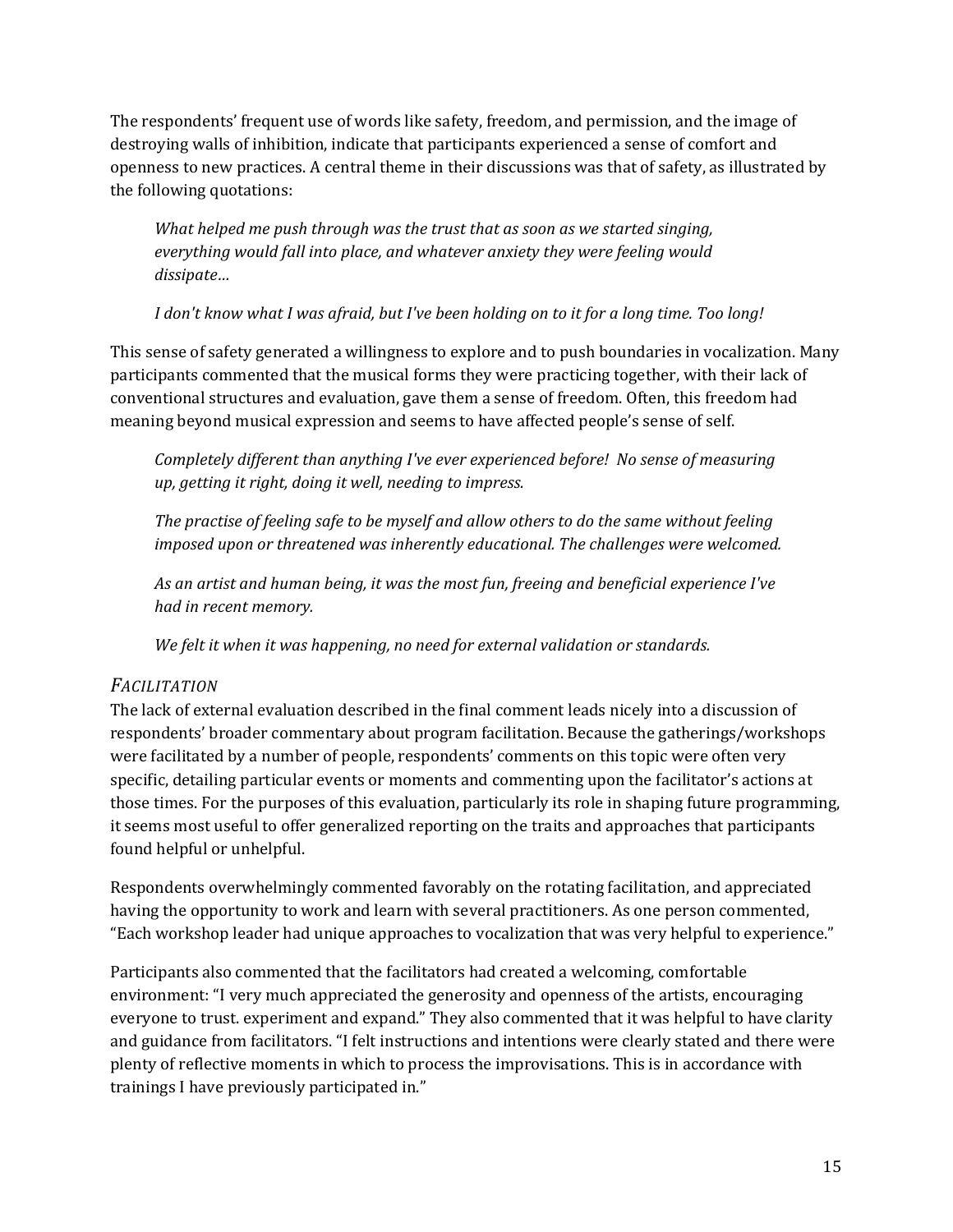The respondents' frequent use of words like safety, freedom, and permission, and the image of destroying walls of inhibition, indicate that participants experienced a sense of comfort and openness to new practices. A central theme in their discussions was that of safety, as illustrated by the following quotations:

> *What helped me push through was the trust that as soon as we started singing, everything would fall into place, and whatever anxiety they were feeling would dissipate…*

> *I don't know what I was afraid, but I've been holding on to it for a long time. Too long!*

This sense of safety generated a willingness to explore and to push boundaries in vocalization. Many participants commented that the musical forms they were practicing together, with their lack of conventional structures and evaluation, gave them a sense of freedom. Often, this freedom had meaning beyond musical expression and seems to have affected people's sense of self.

> *Completely different than anything I've ever experienced before! No sense of measuring up, getting it right, doing it well, needing to impress.*

> *The practise of feeling safe to be myself and allow others to do the same without feeling imposed upon or threatened was inherently educational. The challenges were welcomed.*

> *As an artist and human being, it was the most fun, freeing and beneficial experience I've had in recent memory.*

> *We felt it when it was happening, no need for external validation or standards.*

### *FACILITATION*

The lack of external evaluation described in the final comment leads nicely into a discussion of respondents' broader commentary about program facilitation. Because the gatherings/workshops were facilitated by a number of people, respondents' comments on this topic were often very specific, detailing particular events or moments and commenting upon the facilitator's actions at those times. For the purposes of this evaluation, particularly its role in shaping future programming, it seems most useful to offer generalized reporting on the traits and approaches that participants found helpful or unhelpful.

Respondents overwhelmingly commented favorably on the rotating facilitation, and appreciated having the opportunity to work and learn with several practitioners. As one person commented, "Each workshop leader had unique approaches to vocalization that was very helpful to experience."

Participants also commented that the facilitators had created a welcoming, comfortable environment: "I very much appreciated the generosity and openness of the artists, encouraging everyone to trust. experiment and expand." They also commented that it was helpful to have clarity and guidance from facilitators. "I felt instructions and intentions were clearly stated and there were plenty of reflective moments in which to process the improvisations. This is in accordance with trainings I have previously participated in."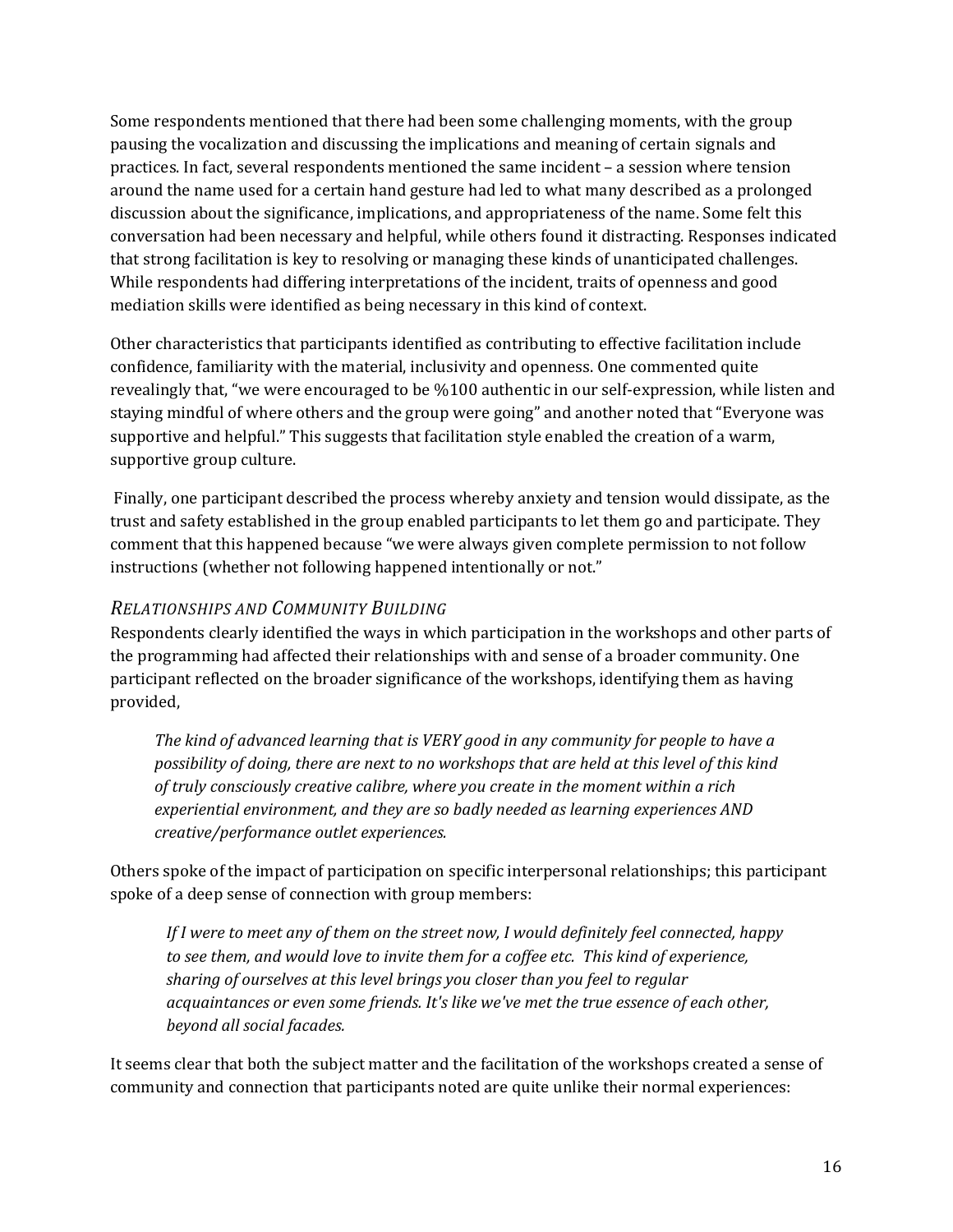Some respondents mentioned that there had been some challenging moments, with the group pausing the vocalization and discussing the implications and meaning of certain signals and practices. In fact, several respondents mentioned the same incident – a session where tension around the name used for a certain hand gesture had led to what many described as a prolonged discussion about the significance, implications, and appropriateness of the name. Some felt this conversation had been necessary and helpful, while others found it distracting. Responses indicated that strong facilitation is key to resolving or managing these kinds of unanticipated challenges. While respondents had differing interpretations of the incident, traits of openness and good mediation skills were identified as being necessary in this kind of context.

Other characteristics that participants identified as contributing to effective facilitation include confidence, familiarity with the material, inclusivity and openness. One commented quite revealingly that, "we were encouraged to be %100 authentic in our self-expression, while listen and staying mindful of where others and the group were going" and another noted that "Everyone was supportive and helpful." This suggests that facilitation style enabled the creation of a warm, supportive group culture.

Finally, one participant described the process whereby anxiety and tension would dissipate, as the trust and safety established in the group enabled participants to let them go and participate. They comment that this happened because "we were always given complete permission to not follow instructions (whether not following happened intentionally or not."

### *Relationships and Community Building*

Respondents clearly identified the ways in which participation in the workshops and other parts of the programming had affected their relationships with and sense of a broader community. One participant reflected on the broader significance of the workshops, identifying them as having provided,

> *The kind of advanced learning that is VERY good in any community for people to have a possibility of doing, there are next to no workshops that are held at this level of this kind of truly consciously creative calibre, where you create in the moment within a rich experiential environment, and they are so badly needed as learning experiences AND creative/performance outlet experiences.*

Others spoke of the impact of participation on specific interpersonal relationships; this participant spoke of a deep sense of connection with group members:

> *If I were to meet any of them on the street now, I would definitely feel connected, happy to see them, and would love to invite them for a coffee etc. This kind of experience, sharing of ourselves at this level brings you closer than you feel to regular acquaintances or even some friends. It's like we've met the true essence of each other, beyond all social facades.*

It seems clear that both the subject matter and the facilitation of the workshops created a sense of community and connection that participants noted are quite unlike their normal experiences: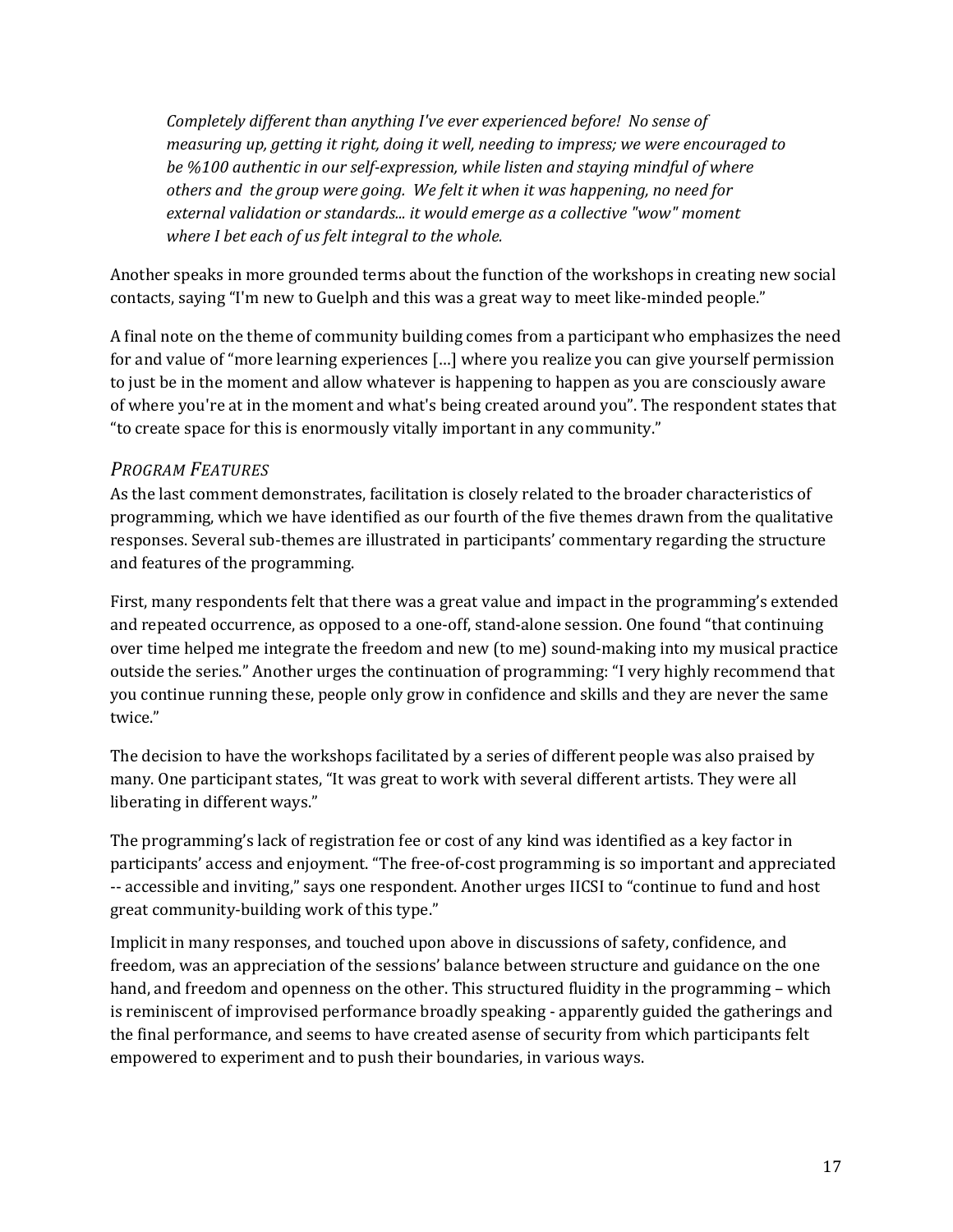*Completely different than anything I've ever experienced before! No sense of measuring up, getting it right, doing it well, needing to impress; we were encouraged to be %100 authentic in our self-expression, while listen and staying mindful of where others and the group were going. We felt it when it was happening, no need for external validation or standards... it would emerge as a collective "wow" moment where I bet each of us felt integral to the whole.*

Another speaks in more grounded terms about the function of the workshops in creating new social contacts, saying "I'm new to Guelph and this was a great way to meet like-minded people."

A final note on the theme of community building comes from a participant who emphasizes the need for and value of "more learning experiences […] where you realize you can give yourself permission to just be in the moment and allow whatever is happening to happen as you are consciously aware of where you're at in the moment and what's being created around you". The respondent states that "to create space for this is enormously vitally important in any community."

### *Program Features*

As the last comment demonstrates, facilitation is closely related to the broader characteristics of programming, which we have identified as our fourth of the five themes drawn from the qualitative responses. Several sub-themes are illustrated in participants' commentary regarding the structure and features of the programming.

First, many respondents felt that there was a great value and impact in the programming's extended and repeated occurrence, as opposed to a one-off, stand-alone session. One found "that continuing over time helped me integrate the freedom and new (to me) sound-making into my musical practice outside the series." Another urges the continuation of programming: "I very highly recommend that you continue running these, people only grow in confidence and skills and they are never the same twice."

The decision to have the workshops facilitated by a series of different people was also praised by many. One participant states, "It was great to work with several different artists. They were all liberating in different ways."

The programming's lack of registration fee or cost of any kind was identified as a key factor in participants' access and enjoyment. "The free-of-cost programming is so important and appreciated -- accessible and inviting," says one respondent. Another urges IICSI to "continue to fund and host great community-building work of this type."

Implicit in many responses, and touched upon above in discussions of safety, confidence, and freedom, was an appreciation of the sessions' balance between structure and guidance on the one hand, and freedom and openness on the other. This structured fluidity in the programming – which is reminiscent of improvised performance broadly speaking - apparently guided the gatherings and the final performance, and seems to have created asense of security from which participants felt empowered to experiment and to push their boundaries, in various ways.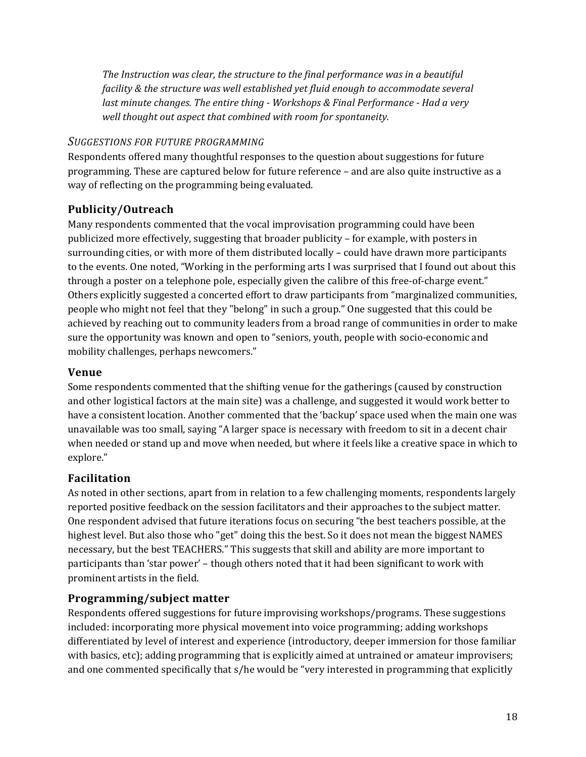*The Instruction was clear, the structure to the final performance was in a beautiful facility & the structure was well established yet fluid enough to accommodate several last minute changes. The entire thing - Workshops & Final Performance - Had a very well thought out aspect that combined with room for spontaneity.*

*SUGGESTIONS FOR FUTURE PROGRAMMING*

Respondents offered many thoughtful responses to the question about suggestions for future programming. These are captured below for future reference – and are also quite instructive as a way of reflecting on the programming being evaluated.

### Publicity/Outreach

Many respondents commented that the vocal improvisation programming could have been publicized more effectively, suggesting that broader publicity – for example, with posters in surrounding cities, or with more of them distributed locally – could have drawn more participants to the events. One noted, "Working in the performing arts I was surprised that I found out about this through a poster on a telephone pole, especially given the calibre of this free-of-charge event." Others explicitly suggested a concerted effort to draw participants from "marginalized communities, people who might not feel that they "belong" in such a group." One suggested that this could be achieved by reaching out to community leaders from a broad range of communities in order to make sure the opportunity was known and open to "seniors, youth, people with socio-economic and mobility challenges, perhaps newcomers."

### Venue

Some respondents commented that the shifting venue for the gatherings (caused by construction and other logistical factors at the main site) was a challenge, and suggested it would work better to have a consistent location. Another commented that the 'backup' space used when the main one was unavailable was too small, saying "A larger space is necessary with freedom to sit in a decent chair when needed or stand up and move when needed, but where it feels like a creative space in which to explore."

### Facilitation

As noted in other sections, apart from in relation to a few challenging moments, respondents largely reported positive feedback on the session facilitators and their approaches to the subject matter. One respondent advised that future iterations focus on securing "the best teachers possible, at the highest level. But also those who "get" doing this the best. So it does not mean the biggest NAMES necessary, but the best TEACHERS." This suggests that skill and ability are more important to participants than 'star power' – though others noted that it had been significant to work with prominent artists in the field.

### Programming/subject matter

Respondents offered suggestions for future improvising workshops/programs. These suggestions included: incorporating more physical movement into voice programming; adding workshops differentiated by level of interest and experience (introductory, deeper immersion for those familiar with basics, etc); adding programming that is explicitly aimed at untrained or amateur improvisers; and one commented specifically that s/he would be "very interested in programming that explicitly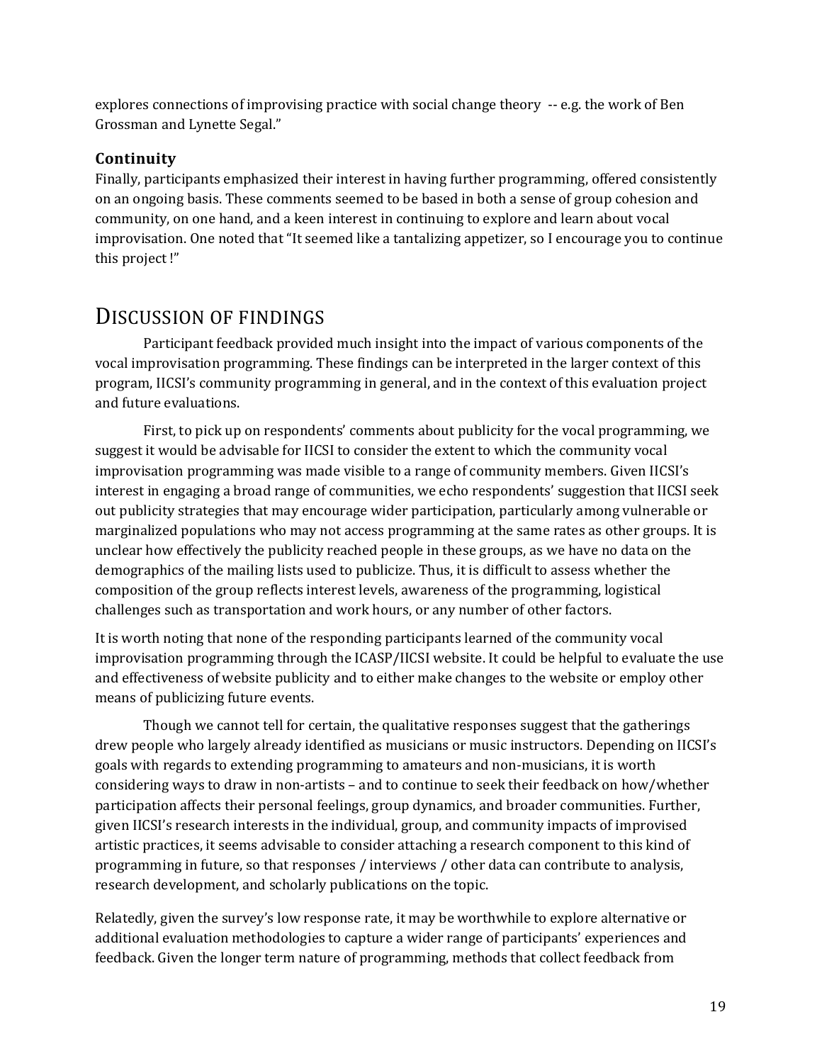explores connections of improvising practice with social change theory -- e.g. the work of Ben Grossman and Lynette Segal."

### Continuity

Finally, participants emphasized their interest in having further programming, offered consistently on an ongoing basis. These comments seemed to be based in both a sense of group cohesion and community, on one hand, and a keen interest in continuing to explore and learn about vocal improvisation. One noted that "It seemed like a tantalizing appetizer, so I encourage you to continue this project !"

## DISCUSSION OF FINDINGS

Participant feedback provided much insight into the impact of various components of the vocal improvisation programming. These findings can be interpreted in the larger context of this program, IICSI's community programming in general, and in the context of this evaluation project and future evaluations.

First, to pick up on respondents' comments about publicity for the vocal programming, we suggest it would be advisable for IICSI to consider the extent to which the community vocal improvisation programming was made visible to a range of community members. Given IICSI's interest in engaging a broad range of communities, we echo respondents' suggestion that IICSI seek out publicity strategies that may encourage wider participation, particularly among vulnerable or marginalized populations who may not access programming at the same rates as other groups. It is unclear how effectively the publicity reached people in these groups, as we have no data on the demographics of the mailing lists used to publicize. Thus, it is difficult to assess whether the composition of the group reflects interest levels, awareness of the programming, logistical challenges such as transportation and work hours, or any number of other factors.

It is worth noting that none of the responding participants learned of the community vocal improvisation programming through the ICASP/IICSI website. It could be helpful to evaluate the use and effectiveness of website publicity and to either make changes to the website or employ other means of publicizing future events.

Though we cannot tell for certain, the qualitative responses suggest that the gatherings drew people who largely already identified as musicians or music instructors. Depending on IICSI's goals with regards to extending programming to amateurs and non-musicians, it is worth considering ways to draw in non-artists – and to continue to seek their feedback on how/whether participation affects their personal feelings, group dynamics, and broader communities. Further, given IICSI's research interests in the individual, group, and community impacts of improvised artistic practices, it seems advisable to consider attaching a research component to this kind of programming in future, so that responses / interviews / other data can contribute to analysis, research development, and scholarly publications on the topic.

Relatedly, given the survey's low response rate, it may be worthwhile to explore alternative or additional evaluation methodologies to capture a wider range of participants' experiences and feedback. Given the longer term nature of programming, methods that collect feedback from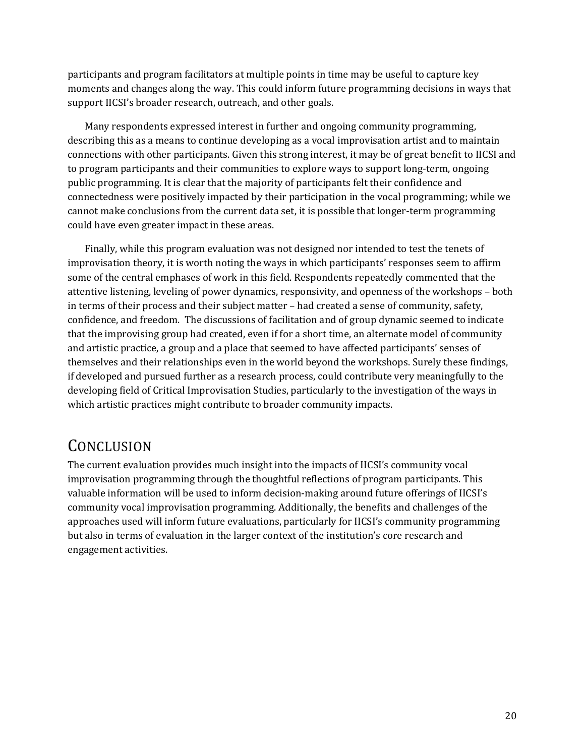participants and program facilitators at multiple points in time may be useful to capture key moments and changes along the way. This could inform future programming decisions in ways that support IICSI's broader research, outreach, and other goals.

Many respondents expressed interest in further and ongoing community programming, describing this as a means to continue developing as a vocal improvisation artist and to maintain connections with other participants. Given this strong interest, it may be of great benefit to IICSI and to program participants and their communities to explore ways to support long-term, ongoing public programming. It is clear that the majority of participants felt their confidence and connectedness were positively impacted by their participation in the vocal programming; while we cannot make conclusions from the current data set, it is possible that longer-term programming could have even greater impact in these areas.

Finally, while this program evaluation was not designed nor intended to test the tenets of improvisation theory, it is worth noting the ways in which participants' responses seem to affirm some of the central emphases of work in this field. Respondents repeatedly commented that the attentive listening, leveling of power dynamics, responsivity, and openness of the workshops – both in terms of their process and their subject matter – had created a sense of community, safety, confidence, and freedom. The discussions of facilitation and of group dynamic seemed to indicate that the improvising group had created, even if for a short time, an alternate model of community and artistic practice, a group and a place that seemed to have affected participants' senses of themselves and their relationships even in the world beyond the workshops. Surely these findings, if developed and pursued further as a research process, could contribute very meaningfully to the developing field of Critical Improvisation Studies, particularly to the investigation of the ways in which artistic practices might contribute to broader community impacts.

# Conclusion

The current evaluation provides much insight into the impacts of IICSI's community vocal improvisation programming through the thoughtful reflections of program participants. This valuable information will be used to inform decision-making around future offerings of IICSI's community vocal improvisation programming. Additionally, the benefits and challenges of the approaches used will inform future evaluations, particularly for IICSI's community programming but also in terms of evaluation in the larger context of the institution's core research and engagement activities.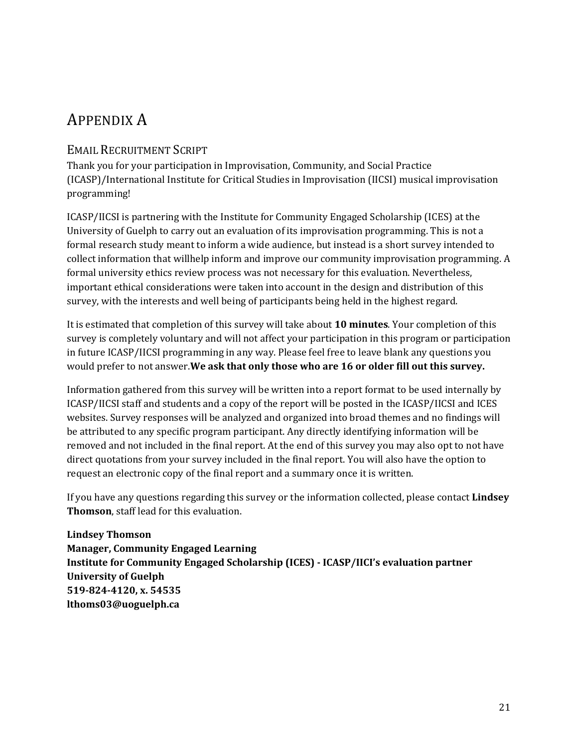# Appendix A

## Email Recruitment Script

Thank you for your participation in Improvisation, Community, and Social Practice (ICASP)/International Institute for Critical Studies in Improvisation (IICSI) musical improvisation programming!

ICASP/IICSI is partnering with the Institute for Community Engaged Scholarship (ICES) at the University of Guelph to carry out an evaluation of its improvisation programming. This is not a formal research study meant to inform a wide audience, but instead is a short survey intended to collect information that willhelp inform and improve our community improvisation programming. A formal university ethics review process was not necessary for this evaluation. Nevertheless, important ethical considerations were taken into account in the design and distribution of this survey, with the interests and well being of participants being held in the highest regard.

It is estimated that completion of this survey will take about **10 minutes**. Your completion of this survey is completely voluntary and will not affect your participation in this program or participation in future ICASP/IICSI programming in any way. Please feel free to leave blank any questions you would prefer to not answer.**We ask that only those who are 16 or older fill out this survey.**

Information gathered from this survey will be written into a report format to be used internally by ICASP/IICSI staff and students and a copy of the report will be posted in the ICASP/IICSI and ICES websites. Survey responses will be analyzed and organized into broad themes and no findings will be attributed to any specific program participant. Any directly identifying information will be removed and not included in the final report. At the end of this survey you may also opt to not have direct quotations from your survey included in the final report. You will also have the option to request an electronic copy of the final report and a summary once it is written.

If you have any questions regarding this survey or the information collected, please contact **Lindsey Thomson**, staff lead for this evaluation.

**Lindsey Thomson**
**Manager, Community Engaged Learning**
**Institute for Community Engaged Scholarship (ICES) - ICASP/IICI's evaluation partner**
**University of Guelph**
**519-824-4120, x. 54535**
**lthoms03@uoguelph.ca**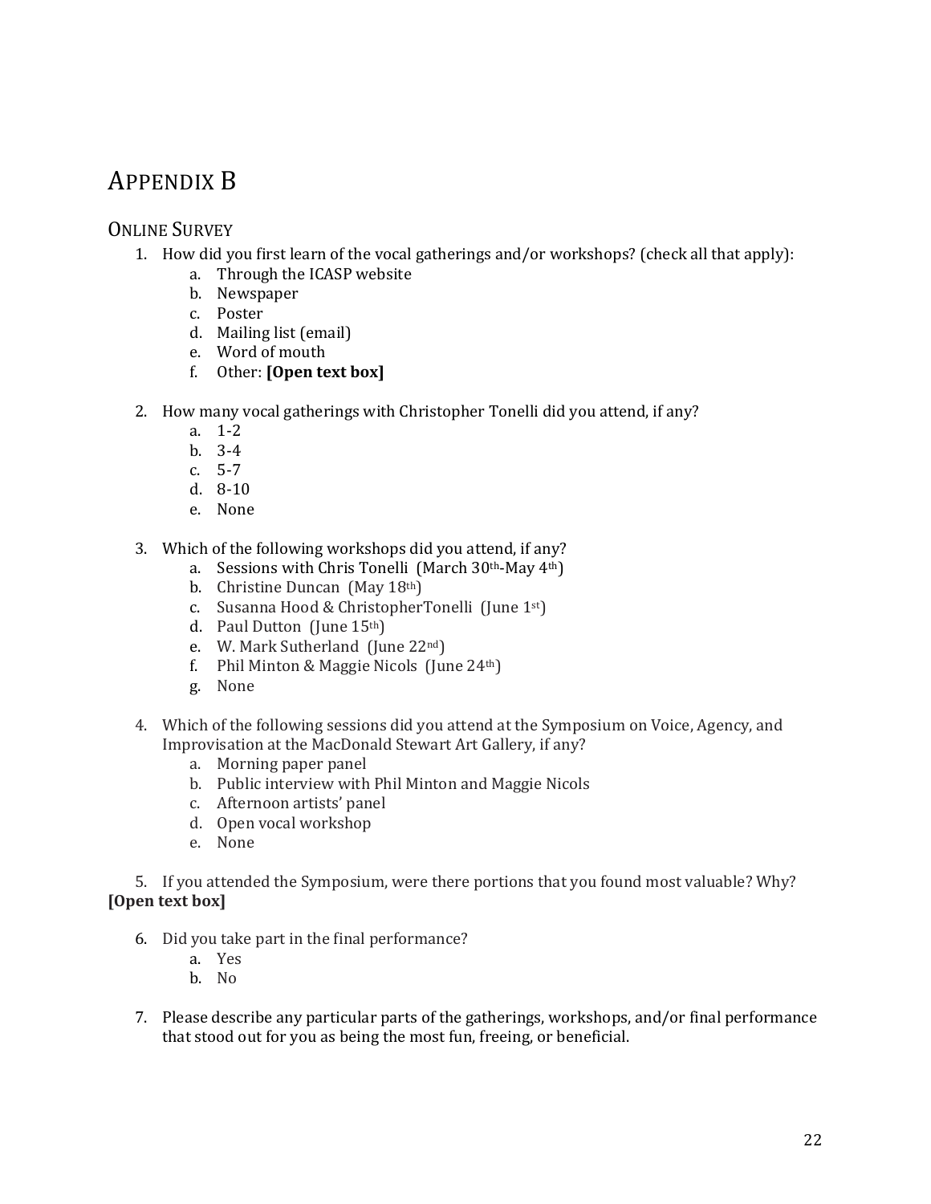# Appendix B

## Online Survey

1. How did you first learn of the vocal gatherings and/or workshops? (check all that apply):
    a. Through the ICASP website
    b. Newspaper
    c. Poster
    d. Mailing list (email)
    e. Word of mouth
    f. Other: **[Open text box]**

2. How many vocal gatherings with Christopher Tonelli did you attend, if any?
    a. 1-2
    b. 3-4
    c. 5-7
    d. 8-10
    e. None

3. Which of the following workshops did you attend, if any?
    a. Sessions with Chris Tonelli (March 30th-May 4th)
    b. Christine Duncan (May 18th)
    c. Susanna Hood & ChristopherTonelli (June 1st)
    d. Paul Dutton (June 15th)
    e. W. Mark Sutherland (June 22nd)
    f. Phil Minton & Maggie Nicols (June 24th)
    g. None

4. Which of the following sessions did you attend at the Symposium on Voice, Agency, and Improvisation at the MacDonald Stewart Art Gallery, if any?
    a. Morning paper panel
    b. Public interview with Phil Minton and Maggie Nicols
    c. Afternoon artists' panel
    d. Open vocal workshop
    e. None

5. If you attended the Symposium, were there portions that you found most valuable? Why?
**[Open text box]**

6. Did you take part in the final performance?
    a. Yes
    b. No

7. Please describe any particular parts of the gatherings, workshops, and/or final performance that stood out for you as being the most fun, freeing, or beneficial.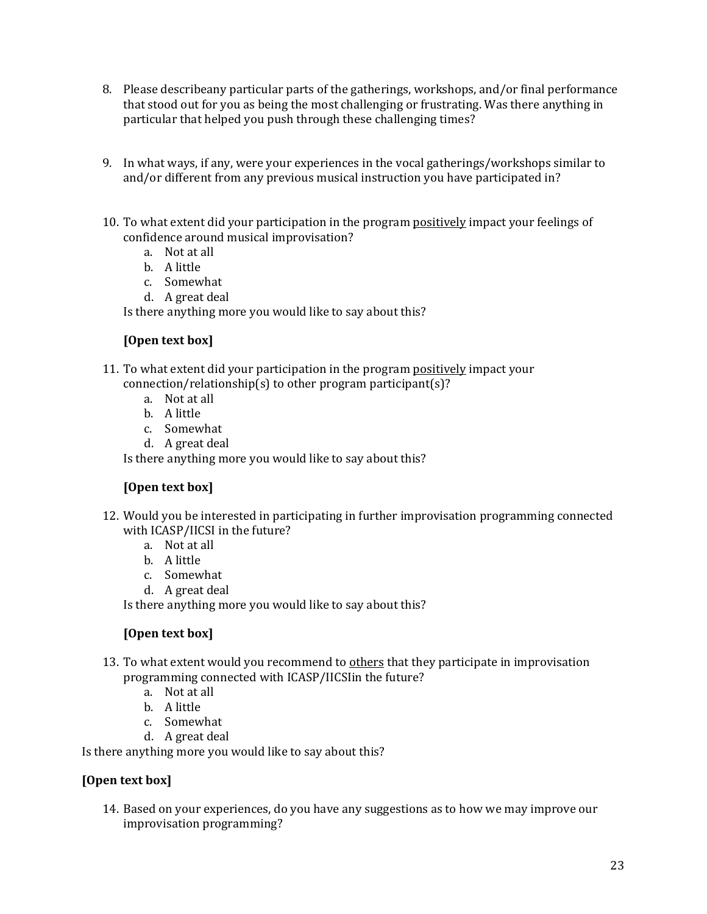8. Please describeany particular parts of the gatherings, workshops, and/or final performance that stood out for you as being the most challenging or frustrating. Was there anything in particular that helped you push through these challenging times?

9. In what ways, if any, were your experiences in the vocal gatherings/workshops similar to and/or different from any previous musical instruction you have participated in?

10. To what extent did your participation in the program <u>positively</u> impact your feelings of confidence around musical improvisation?
    a. Not at all
    b. A little
    c. Somewhat
    d. A great deal

    Is there anything more you would like to say about this?

    **[Open text box]**

11. To what extent did your participation in the program <u>positively</u> impact your connection/relationship(s) to other program participant(s)?
    a. Not at all
    b. A little
    c. Somewhat
    d. A great deal

    Is there anything more you would like to say about this?

    **[Open text box]**

12. Would you be interested in participating in further improvisation programming connected with ICASP/IICSI in the future?
    a. Not at all
    b. A little
    c. Somewhat
    d. A great deal

    Is there anything more you would like to say about this?

    **[Open text box]**

13. To what extent would you recommend to <u>others</u> that they participate in improvisation programming connected with ICASP/IICSIin the future?
    a. Not at all
    b. A little
    c. Somewhat
    d. A great deal

Is there anything more you would like to say about this?

**[Open text box]**

14. Based on your experiences, do you have any suggestions as to how we may improve our improvisation programming?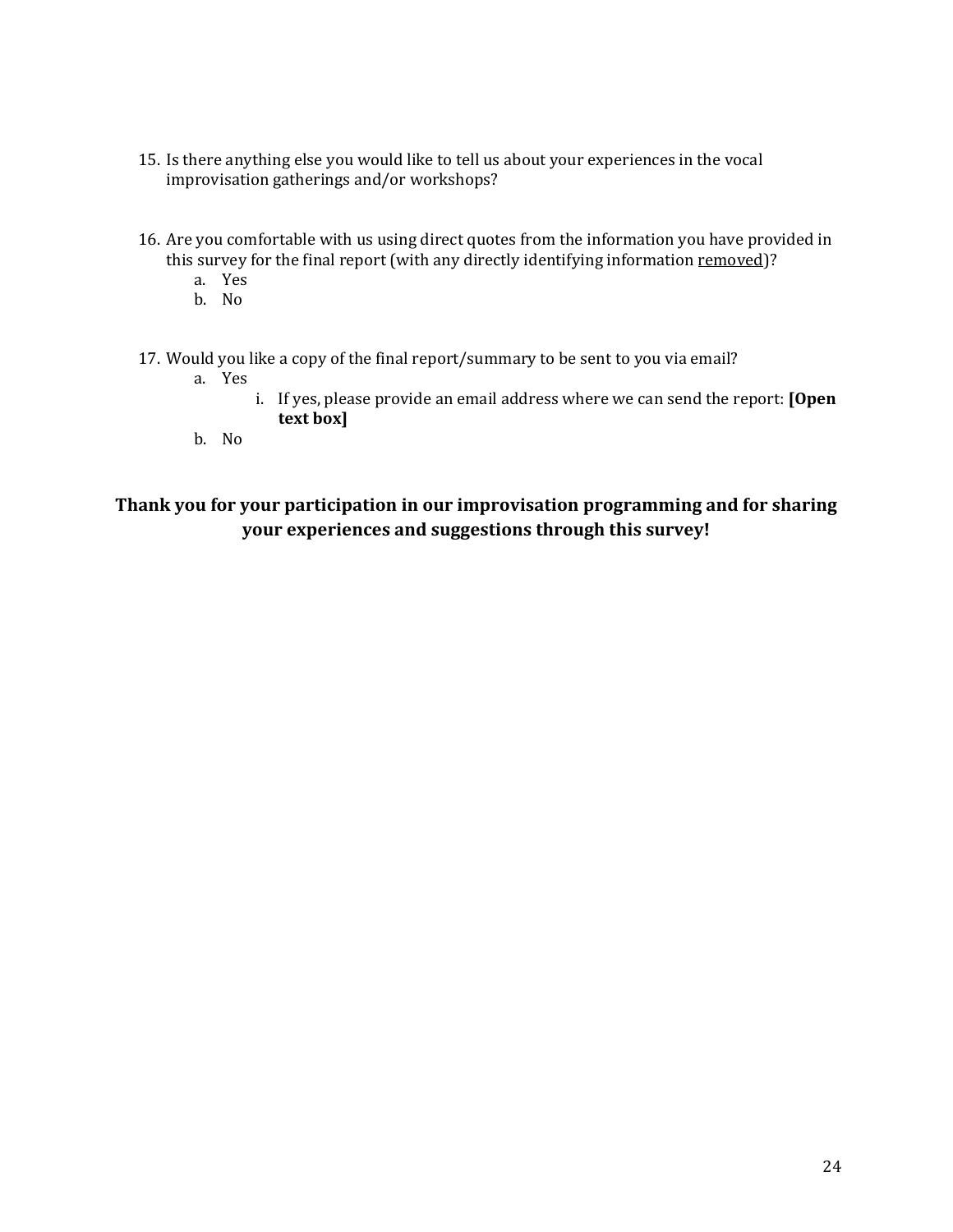15. Is there anything else you would like to tell us about your experiences in the vocal improvisation gatherings and/or workshops?

16. Are you comfortable with us using direct quotes from the information you have provided in this survey for the final report (with any directly identifying information <u>removed</u>)?
    a. Yes
    b. No

17. Would you like a copy of the final report/summary to be sent to you via email?
    a. Yes
        i. If yes, please provide an email address where we can send the report: **[Open text box]**
    b. No

**Thank you for your participation in our improvisation programming and for sharing your experiences and suggestions through this survey!**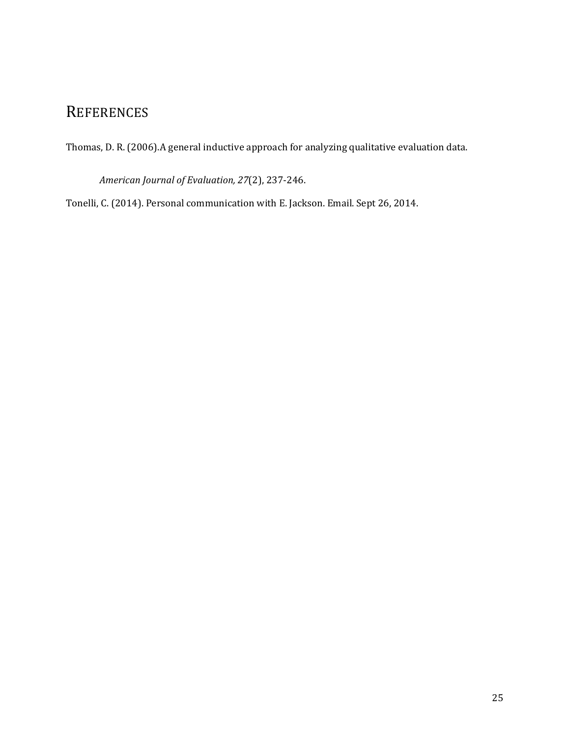# References

Thomas, D. R. (2006).A general inductive approach for analyzing qualitative evaluation data. *American Journal of Evaluation, 27*(2), 237-246.

Tonelli, C. (2014). Personal communication with E. Jackson. Email. Sept 26, 2014.